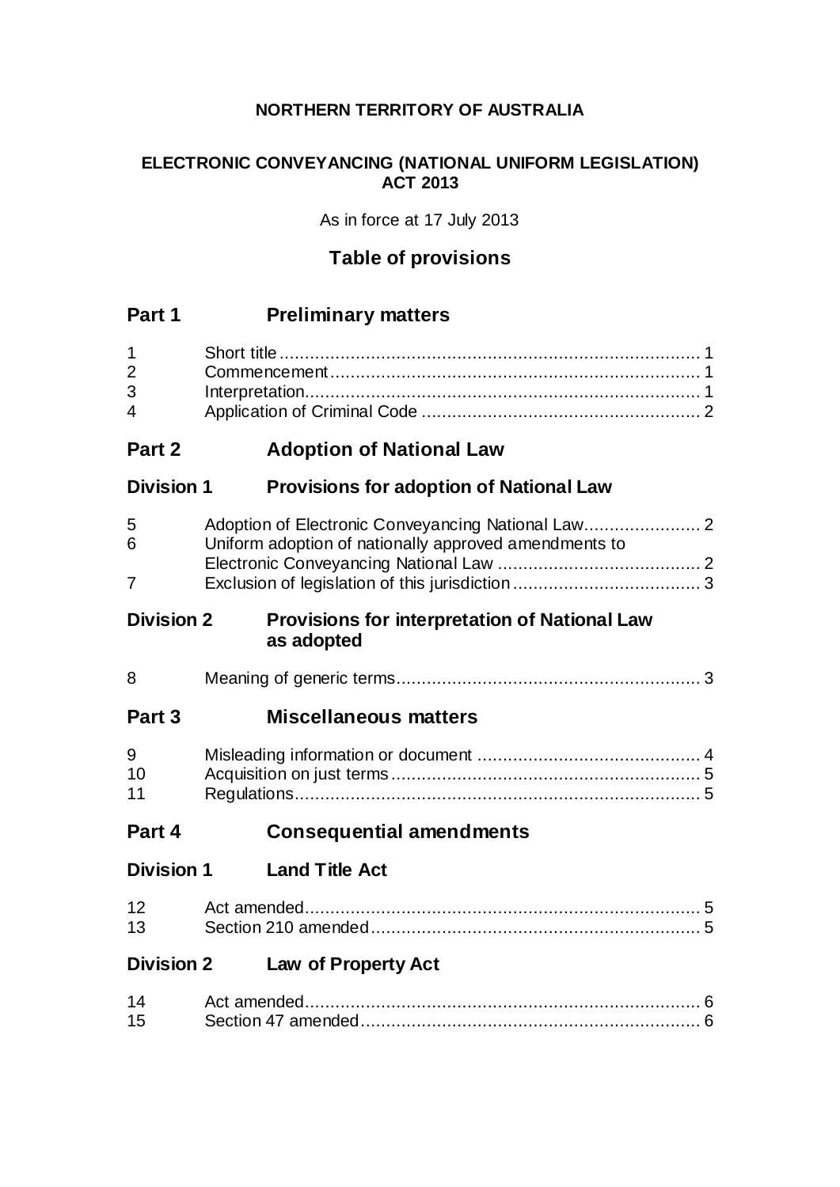**NORTHERN TERRITORY OF AUSTRALIA**

**ELECTRONIC CONVEYANCING (NATIONAL UNIFORM LEGISLATION) ACT 2013**

As in force at 17 July 2013

## Table of provisions

## Part 1 Preliminary matters

| | | |
|---|---|---|
| 1 | Short title | 1 |
| 2 | Commencement | 1 |
| 3 | Interpretation | 1 |
| 4 | Application of Criminal Code | 2 |

## Part 2 Adoption of National Law

### Division 1 Provisions for adoption of National Law

| | | |
|---|---|---|
| 5 | Adoption of Electronic Conveyancing National Law | 2 |
| 6 | Uniform adoption of nationally approved amendments to Electronic Conveyancing National Law | 2 |
| 7 | Exclusion of legislation of this jurisdiction | 3 |

### Division 2 Provisions for interpretation of National Law as adopted

| | | |
|---|---|---|
| 8 | Meaning of generic terms | 3 |

## Part 3 Miscellaneous matters

| | | |
|---|---|---|
| 9 | Misleading information or document | 4 |
| 10 | Acquisition on just terms | 5 |
| 11 | Regulations | 5 |

## Part 4 Consequential amendments

### Division 1 Land Title Act

| | | |
|---|---|---|
| 12 | Act amended | 5 |
| 13 | Section 210 amended | 5 |

### Division 2 Law of Property Act

| | | |
|---|---|---|
| 14 | Act amended | 6 |
| 15 | Section 47 amended | 6 |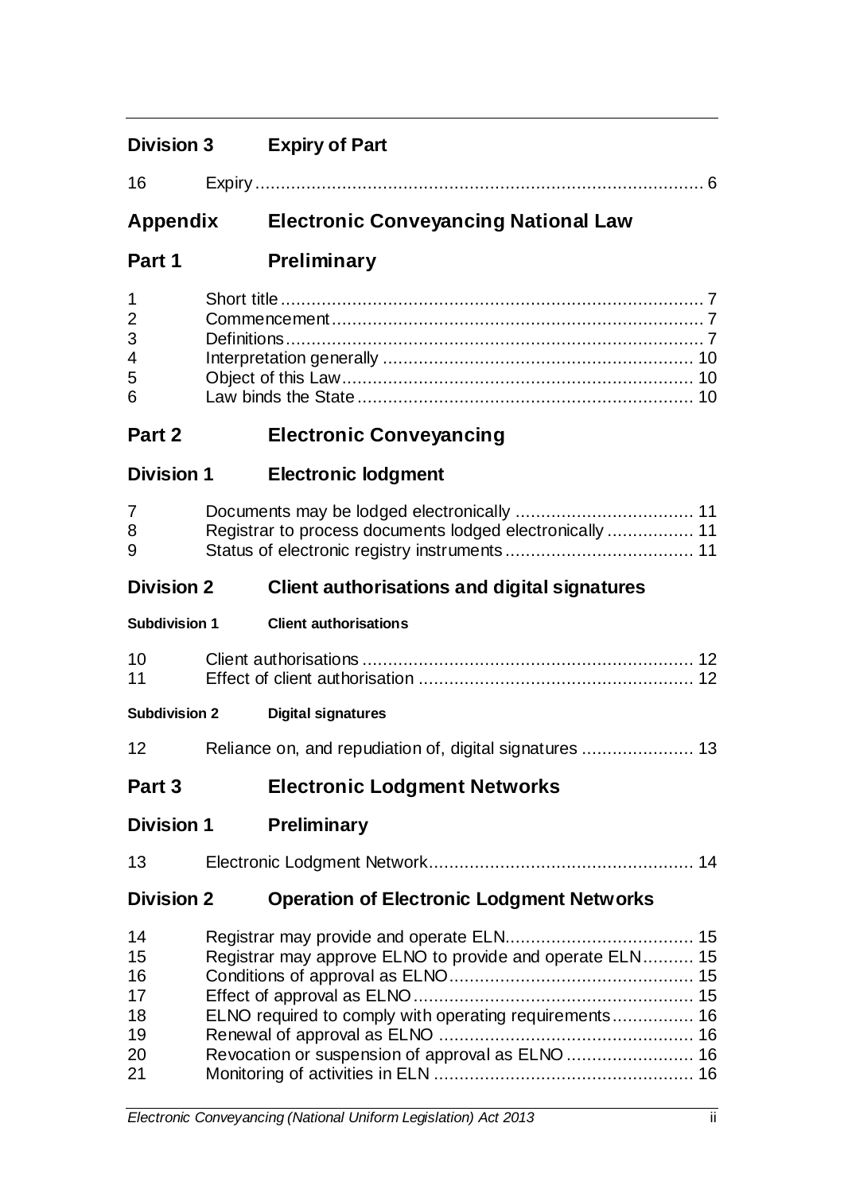## Division 3 Expiry of Part

| | | |
|---|---|---|
| 16 | Expiry | 6 |

# Appendix Electronic Conveyancing National Law

## Part 1 Preliminary

| | | |
|---|---|---|
| 1 | Short title | 7 |
| 2 | Commencement | 7 |
| 3 | Definitions | 7 |
| 4 | Interpretation generally | 10 |
| 5 | Object of this Law | 10 |
| 6 | Law binds the State | 10 |

## Part 2 Electronic Conveyancing

### Division 1 Electronic lodgment

| | | |
|---|---|---|
| 7 | Documents may be lodged electronically | 11 |
| 8 | Registrar to process documents lodged electronically | 11 |
| 9 | Status of electronic registry instruments | 11 |

### Division 2 Client authorisations and digital signatures

#### Subdivision 1 Client authorisations

| | | |
|---|---|---|
| 10 | Client authorisations | 12 |
| 11 | Effect of client authorisation | 12 |

#### Subdivision 2 Digital signatures

| | | |
|---|---|---|
| 12 | Reliance on, and repudiation of, digital signatures | 13 |

## Part 3 Electronic Lodgment Networks

### Division 1 Preliminary

| | | |
|---|---|---|
| 13 | Electronic Lodgment Network | 14 |

### Division 2 Operation of Electronic Lodgment Networks

| | | |
|---|---|---|
| 14 | Registrar may provide and operate ELN | 15 |
| 15 | Registrar may approve ELNO to provide and operate ELN | 15 |
| 16 | Conditions of approval as ELNO | 15 |
| 17 | Effect of approval as ELNO | 15 |
| 18 | ELNO required to comply with operating requirements | 16 |
| 19 | Renewal of approval as ELNO | 16 |
| 20 | Revocation or suspension of approval as ELNO | 16 |
| 21 | Monitoring of activities in ELN | 16 |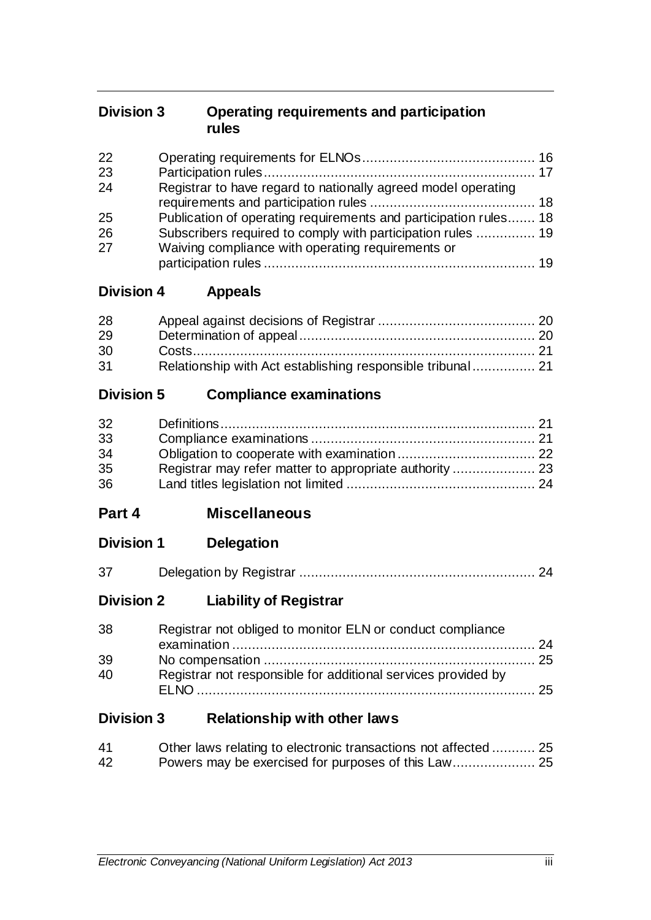## Division 3 Operating requirements and participation rules

| | | |
|---|---|---|
| 22 | Operating requirements for ELNOs | 16 |
| 23 | Participation rules | 17 |
| 24 | Registrar to have regard to nationally agreed model operating requirements and participation rules | 18 |
| 25 | Publication of operating requirements and participation rules | 18 |
| 26 | Subscribers required to comply with participation rules | 19 |
| 27 | Waiving compliance with operating requirements or participation rules | 19 |

## Division 4 Appeals

| | | |
|---|---|---|
| 28 | Appeal against decisions of Registrar | 20 |
| 29 | Determination of appeal | 20 |
| 30 | Costs | 21 |
| 31 | Relationship with Act establishing responsible tribunal | 21 |

## Division 5 Compliance examinations

| | | |
|---|---|---|
| 32 | Definitions | 21 |
| 33 | Compliance examinations | 21 |
| 34 | Obligation to cooperate with examination | 22 |
| 35 | Registrar may refer matter to appropriate authority | 23 |
| 36 | Land titles legislation not limited | 24 |

# Part 4 Miscellaneous

## Division 1 Delegation

| | | |
|---|---|---|
| 37 | Delegation by Registrar | 24 |

## Division 2 Liability of Registrar

| | | |
|---|---|---|
| 38 | Registrar not obliged to monitor ELN or conduct compliance examination | 24 |
| 39 | No compensation | 25 |
| 40 | Registrar not responsible for additional services provided by ELNO | 25 |

## Division 3 Relationship with other laws

| | | |
|---|---|---|
| 41 | Other laws relating to electronic transactions not affected | 25 |
| 42 | Powers may be exercised for purposes of this Law | 25 |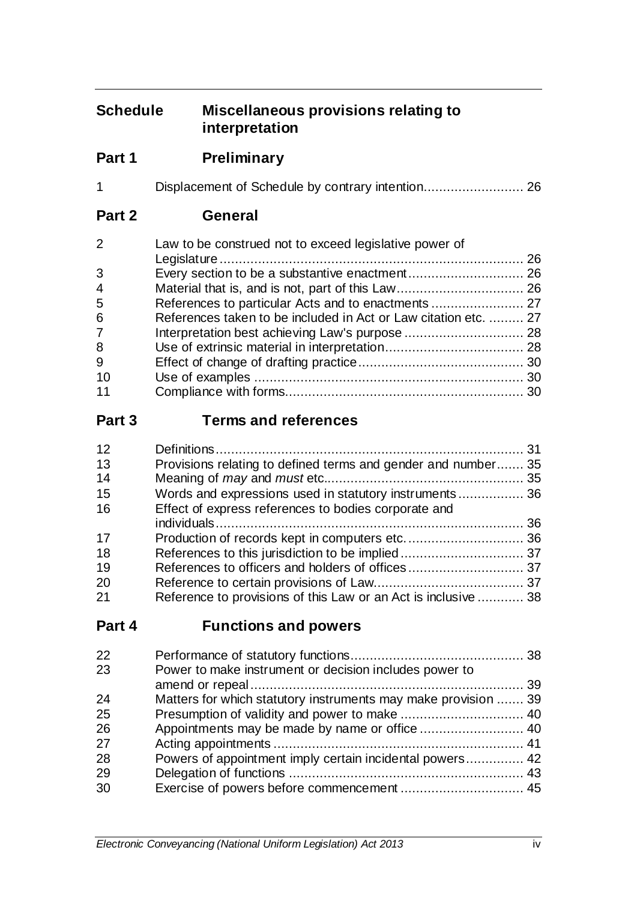## Schedule Miscellaneous provisions relating to interpretation

### Part 1 Preliminary

| | | |
|---|---|---|
| 1 | Displacement of Schedule by contrary intention | 26 |

### Part 2 General

| | | |
|---|---|---|
| 2 | Law to be construed not to exceed legislative power of Legislature | 26 |
| 3 | Every section to be a substantive enactment | 26 |
| 4 | Material that is, and is not, part of this Law | 26 |
| 5 | References to particular Acts and to enactments | 27 |
| 6 | References taken to be included in Act or Law citation etc. | 27 |
| 7 | Interpretation best achieving Law's purpose | 28 |
| 8 | Use of extrinsic material in interpretation | 28 |
| 9 | Effect of change of drafting practice | 30 |
| 10 | Use of examples | 30 |
| 11 | Compliance with forms | 30 |

### Part 3 Terms and references

| | | |
|---|---|---|
| 12 | Definitions | 31 |
| 13 | Provisions relating to defined terms and gender and number | 35 |
| 14 | Meaning of *may* and *must* etc. | 35 |
| 15 | Words and expressions used in statutory instruments | 36 |
| 16 | Effect of express references to bodies corporate and individuals | 36 |
| 17 | Production of records kept in computers etc. | 36 |
| 18 | References to this jurisdiction to be implied | 37 |
| 19 | References to officers and holders of offices | 37 |
| 20 | Reference to certain provisions of Law | 37 |
| 21 | Reference to provisions of this Law or an Act is inclusive | 38 |

### Part 4 Functions and powers

| | | |
|---|---|---|
| 22 | Performance of statutory functions | 38 |
| 23 | Power to make instrument or decision includes power to amend or repeal | 39 |
| 24 | Matters for which statutory instruments may make provision | 39 |
| 25 | Presumption of validity and power to make | 40 |
| 26 | Appointments may be made by name or office | 40 |
| 27 | Acting appointments | 41 |
| 28 | Powers of appointment imply certain incidental powers | 42 |
| 29 | Delegation of functions | 43 |
| 30 | Exercise of powers before commencement | 45 |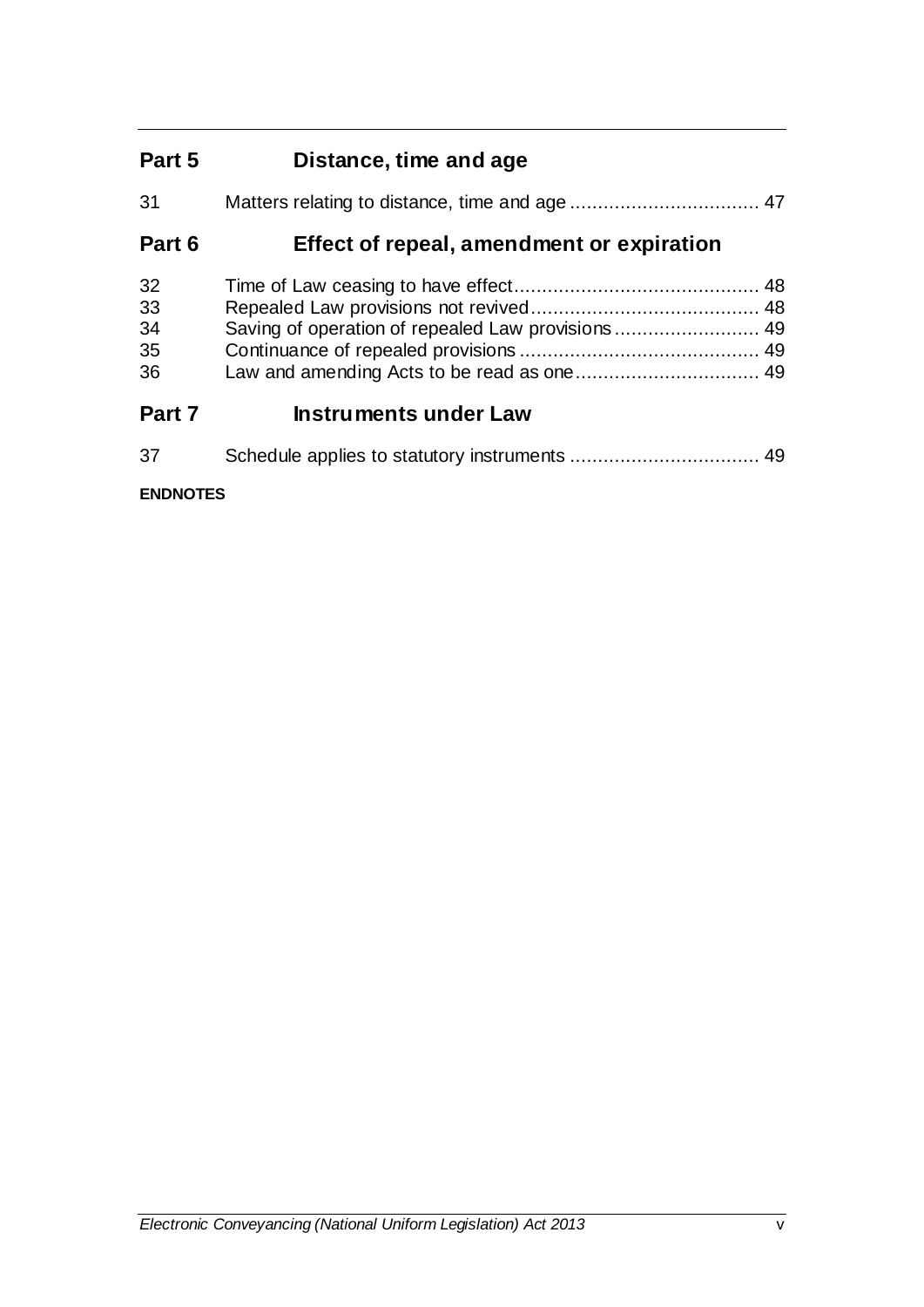## Part 5 Distance, time and age

| | | |
|---|---|---|
| 31 | Matters relating to distance, time and age | 47 |

## Part 6 Effect of repeal, amendment or expiration

| | | |
|---|---|---|
| 32 | Time of Law ceasing to have effect | 48 |
| 33 | Repealed Law provisions not revived | 48 |
| 34 | Saving of operation of repealed Law provisions | 49 |
| 35 | Continuance of repealed provisions | 49 |
| 36 | Law and amending Acts to be read as one | 49 |

## Part 7 Instruments under Law

| | | |
|---|---|---|
| 37 | Schedule applies to statutory instruments | 49 |

**ENDNOTES**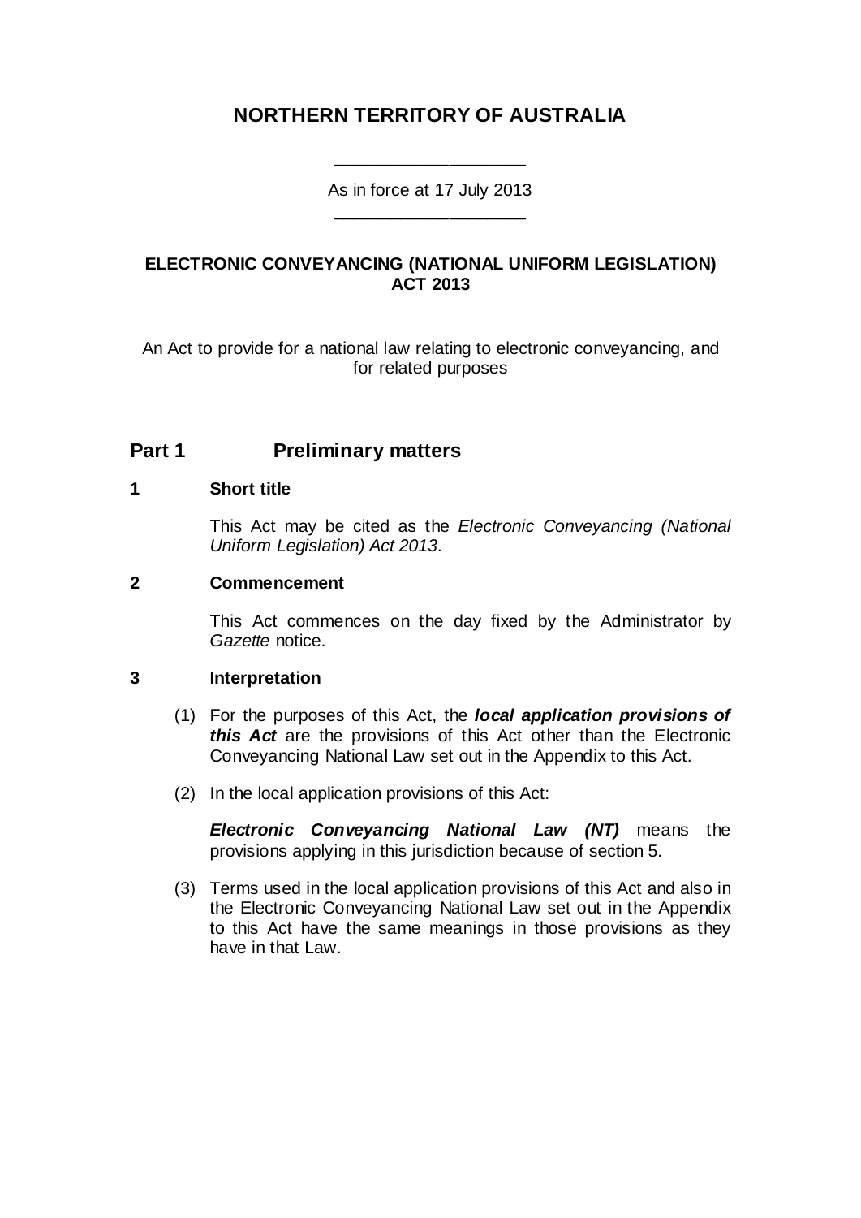# NORTHERN TERRITORY OF AUSTRALIA

____________________

As in force at 17 July 2013

____________________

## ELECTRONIC CONVEYANCING (NATIONAL UNIFORM LEGISLATION) ACT 2013

An Act to provide for a national law relating to electronic conveyancing, and for related purposes

## Part 1 Preliminary matters

### 1 Short title

This Act may be cited as the *Electronic Conveyancing (National Uniform Legislation) Act 2013*.

### 2 Commencement

This Act commences on the day fixed by the Administrator by *Gazette* notice.

### 3 Interpretation

(1) For the purposes of this Act, the ***local application provisions of this Act*** are the provisions of this Act other than the Electronic Conveyancing National Law set out in the Appendix to this Act.

(2) In the local application provisions of this Act:

***Electronic Conveyancing National Law (NT)*** means the provisions applying in this jurisdiction because of section 5.

(3) Terms used in the local application provisions of this Act and also in the Electronic Conveyancing National Law set out in the Appendix to this Act have the same meanings in those provisions as they have in that Law.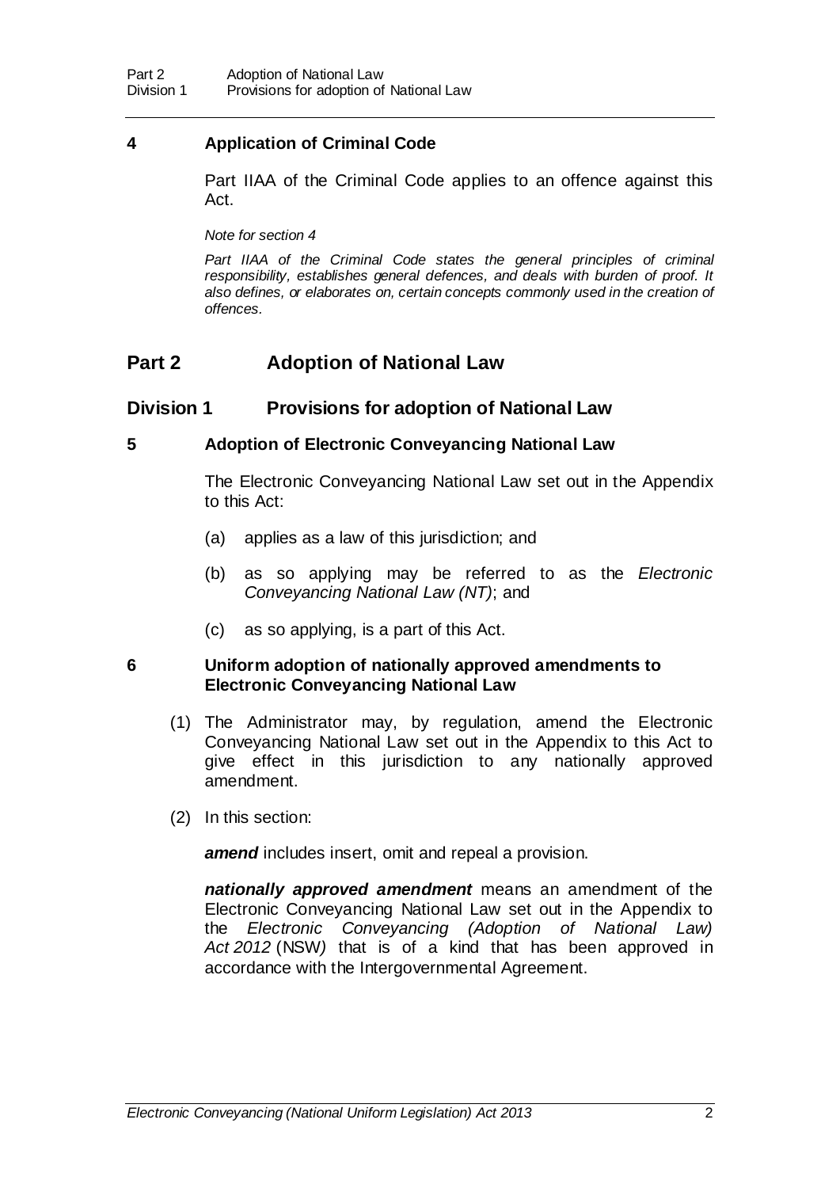### 4 Application of Criminal Code

Part IIAA of the Criminal Code applies to an offence against this Act.

*Note for section 4*

*Part IIAA of the Criminal Code states the general principles of criminal responsibility, establishes general defences, and deals with burden of proof. It also defines, or elaborates on, certain concepts commonly used in the creation of offences.*

## Part 2 Adoption of National Law

## Division 1 Provisions for adoption of National Law

### 5 Adoption of Electronic Conveyancing National Law

The Electronic Conveyancing National Law set out in the Appendix to this Act:

(a) applies as a law of this jurisdiction; and

(b) as so applying may be referred to as the *Electronic Conveyancing National Law (NT)*; and

(c) as so applying, is a part of this Act.

### 6 Uniform adoption of nationally approved amendments to Electronic Conveyancing National Law

(1) The Administrator may, by regulation, amend the Electronic Conveyancing National Law set out in the Appendix to this Act to give effect in this jurisdiction to any nationally approved amendment.

(2) In this section:

***amend*** includes insert, omit and repeal a provision.

***nationally approved amendment*** means an amendment of the Electronic Conveyancing National Law set out in the Appendix to the *Electronic Conveyancing (Adoption of National Law) Act 2012* (NSW) that is of a kind that has been approved in accordance with the Intergovernmental Agreement.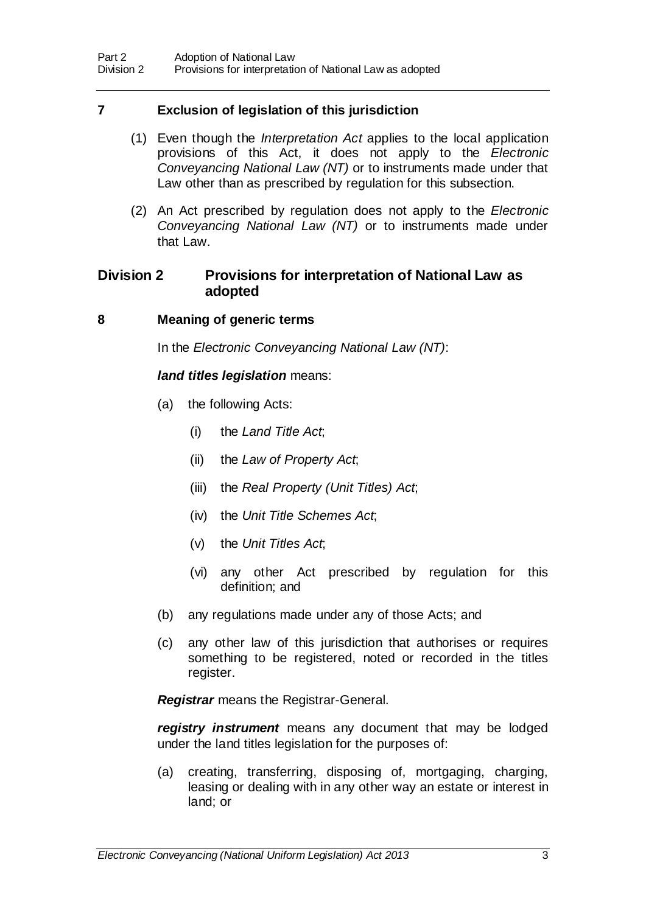## 7 Exclusion of legislation of this jurisdiction

(1) Even though the *Interpretation Act* applies to the local application provisions of this Act, it does not apply to the *Electronic Conveyancing National Law (NT)* or to instruments made under that Law other than as prescribed by regulation for this subsection.

(2) An Act prescribed by regulation does not apply to the *Electronic Conveyancing National Law (NT)* or to instruments made under that Law.

# Division 2 Provisions for interpretation of National Law as adopted

## 8 Meaning of generic terms

In the *Electronic Conveyancing National Law (NT)*:

***land titles legislation*** means:

(a) the following Acts:

(i) the *Land Title Act*;

(ii) the *Law of Property Act*;

(iii) the *Real Property (Unit Titles) Act*;

(iv) the *Unit Title Schemes Act*;

(v) the *Unit Titles Act*;

(vi) any other Act prescribed by regulation for this definition; and

(b) any regulations made under any of those Acts; and

(c) any other law of this jurisdiction that authorises or requires something to be registered, noted or recorded in the titles register.

***Registrar*** means the Registrar-General.

***registry instrument*** means any document that may be lodged under the land titles legislation for the purposes of:

(a) creating, transferring, disposing of, mortgaging, charging, leasing or dealing with in any other way an estate or interest in land; or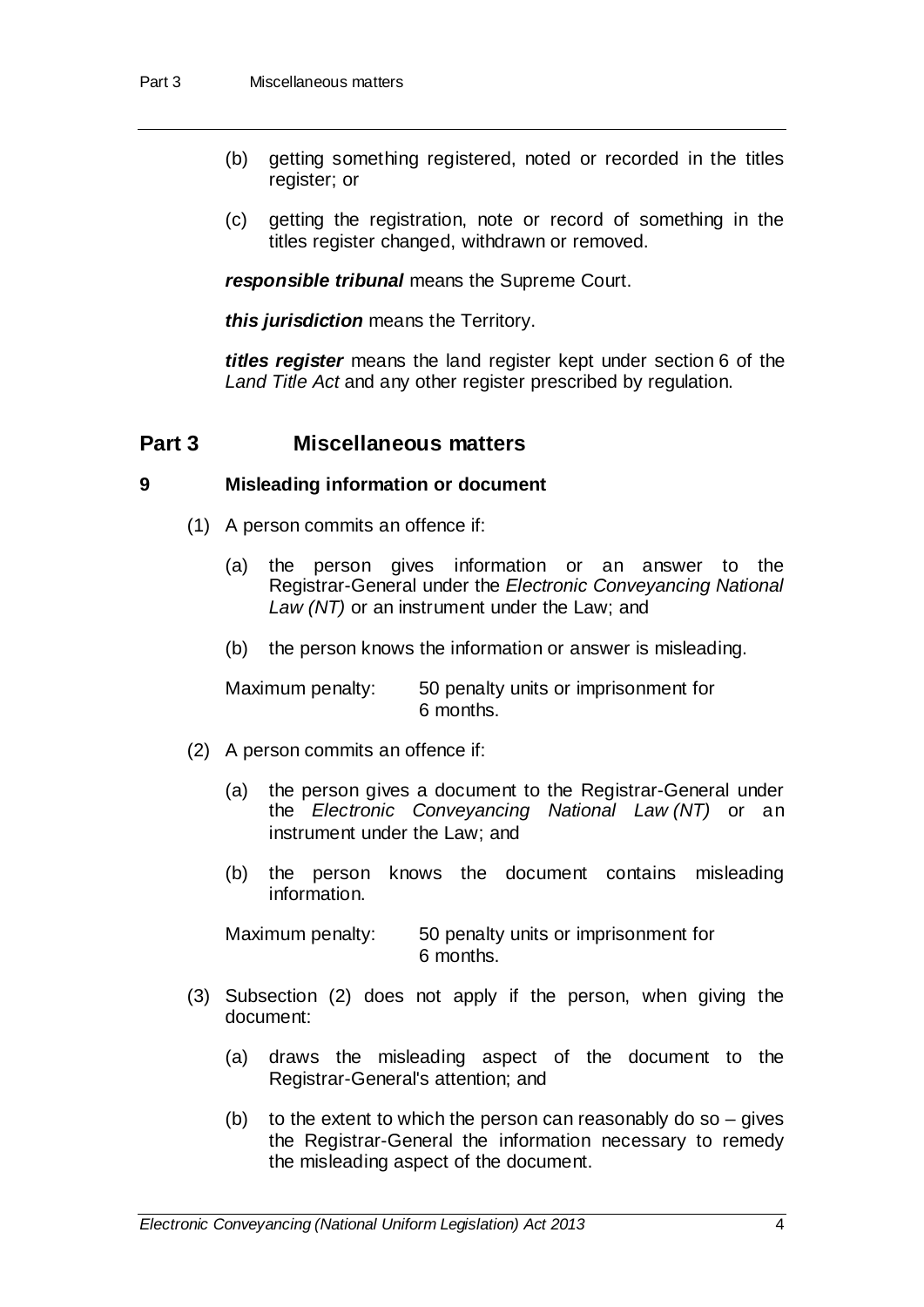(b) getting something registered, noted or recorded in the titles register; or

(c) getting the registration, note or record of something in the titles register changed, withdrawn or removed.

***responsible tribunal*** means the Supreme Court.

***this jurisdiction*** means the Territory.

***titles register*** means the land register kept under section 6 of the *Land Title Act* and any other register prescribed by regulation.

## Part 3 Miscellaneous matters

### 9 Misleading information or document

(1) A person commits an offence if:

(a) the person gives information or an answer to the Registrar-General under the *Electronic Conveyancing National Law (NT)* or an instrument under the Law; and

(b) the person knows the information or answer is misleading.

Maximum penalty: 50 penalty units or imprisonment for 6 months.

(2) A person commits an offence if:

(a) the person gives a document to the Registrar-General under the *Electronic Conveyancing National Law (NT)* or an instrument under the Law; and

(b) the person knows the document contains misleading information.

Maximum penalty: 50 penalty units or imprisonment for 6 months.

(3) Subsection (2) does not apply if the person, when giving the document:

(a) draws the misleading aspect of the document to the Registrar-General's attention; and

(b) to the extent to which the person can reasonably do so – gives the Registrar-General the information necessary to remedy the misleading aspect of the document.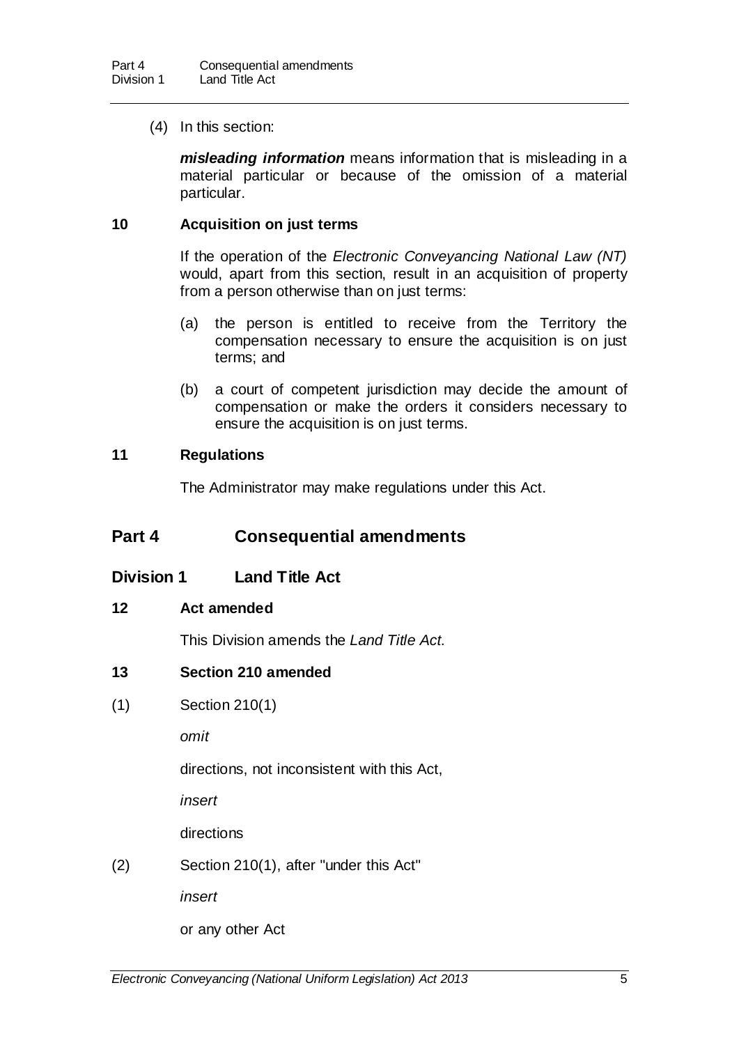(4) In this section:

***misleading information*** means information that is misleading in a material particular or because of the omission of a material particular.

### 10 Acquisition on just terms

If the operation of the *Electronic Conveyancing National Law (NT)* would, apart from this section, result in an acquisition of property from a person otherwise than on just terms:

(a) the person is entitled to receive from the Territory the compensation necessary to ensure the acquisition is on just terms; and

(b) a court of competent jurisdiction may decide the amount of compensation or make the orders it considers necessary to ensure the acquisition is on just terms.

### 11 Regulations

The Administrator may make regulations under this Act.

## Part 4 Consequential amendments

## Division 1 Land Title Act

### 12 Act amended

This Division amends the *Land Title Act*.

### 13 Section 210 amended

(1) Section 210(1)

*omit*

directions, not inconsistent with this Act,

*insert*

directions

(2) Section 210(1), after "under this Act"

*insert*

or any other Act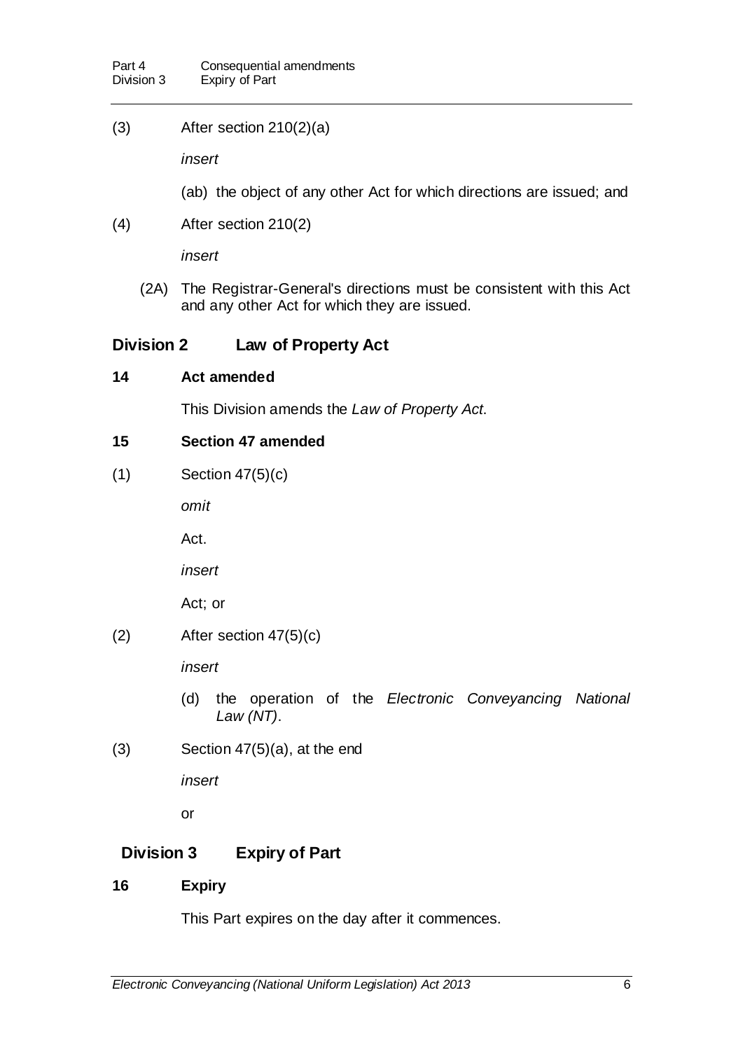(3) After section 210(2)(a)

*insert*

(ab) the object of any other Act for which directions are issued; and

(4) After section 210(2)

*insert*

(2A) The Registrar-General's directions must be consistent with this Act and any other Act for which they are issued.

## Division 2 Law of Property Act

### 14 Act amended

This Division amends the *Law of Property Act*.

### 15 Section 47 amended

(1) Section 47(5)(c)

*omit*

Act.

*insert*

Act; or

(2) After section 47(5)(c)

*insert*

(d) the operation of the *Electronic Conveyancing National Law (NT)*.

(3) Section 47(5)(a), at the end

*insert*

or

## Division 3 Expiry of Part

### 16 Expiry

This Part expires on the day after it commences.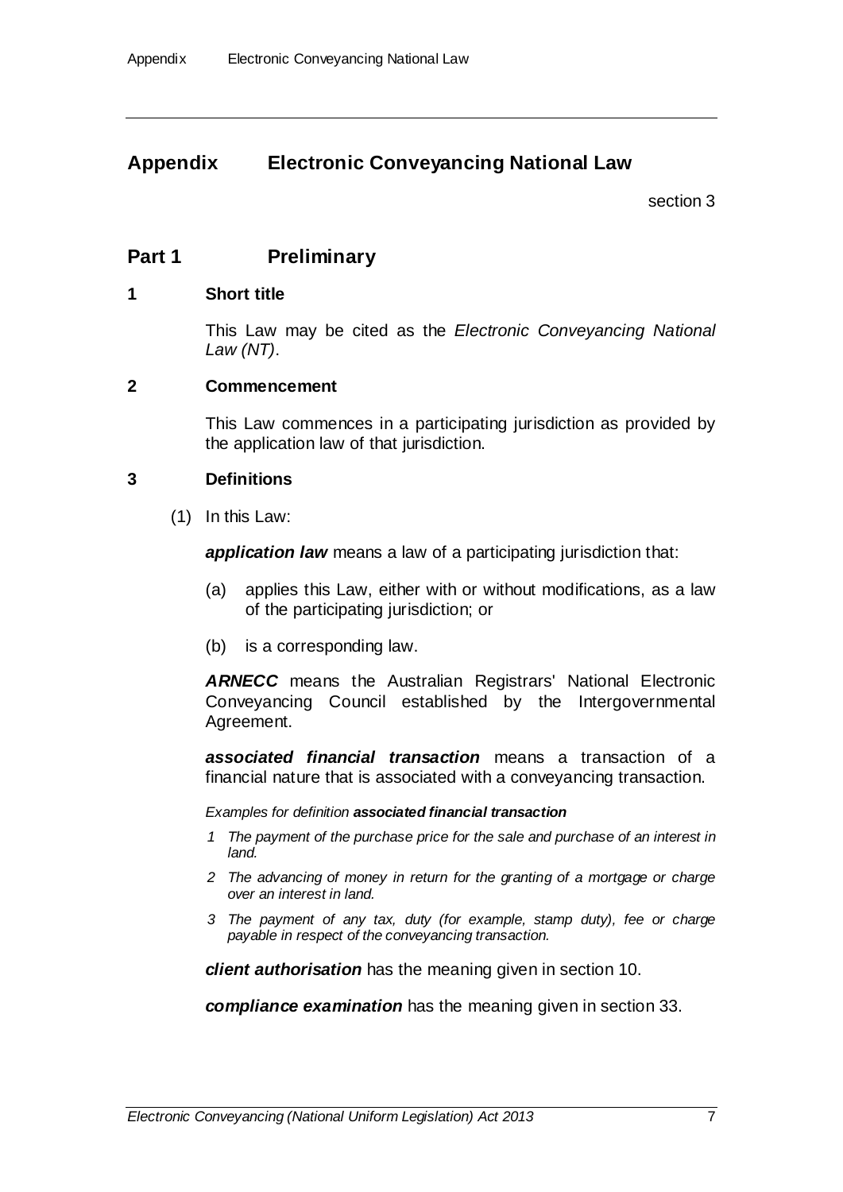# Appendix Electronic Conveyancing National Law

section 3

## Part 1 Preliminary

### 1 Short title

This Law may be cited as the *Electronic Conveyancing National Law (NT)*.

### 2 Commencement

This Law commences in a participating jurisdiction as provided by the application law of that jurisdiction.

### 3 Definitions

(1) In this Law:

***application law*** means a law of a participating jurisdiction that:

(a) applies this Law, either with or without modifications, as a law of the participating jurisdiction; or

(b) is a corresponding law.

***ARNECC*** means the Australian Registrars' National Electronic Conveyancing Council established by the Intergovernmental Agreement.

***associated financial transaction*** means a transaction of a financial nature that is associated with a conveyancing transaction.

*Examples for definition **associated financial transaction***

*1 The payment of the purchase price for the sale and purchase of an interest in land.*

*2 The advancing of money in return for the granting of a mortgage or charge over an interest in land.*

*3 The payment of any tax, duty (for example, stamp duty), fee or charge payable in respect of the conveyancing transaction.*

***client authorisation*** has the meaning given in section 10.

***compliance examination*** has the meaning given in section 33.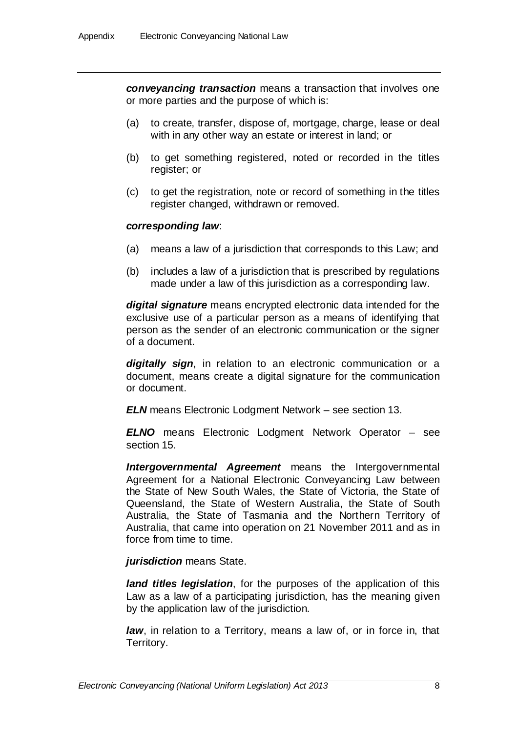***conveyancing transaction*** means a transaction that involves one or more parties and the purpose of which is:

(a) to create, transfer, dispose of, mortgage, charge, lease or deal with in any other way an estate or interest in land; or

(b) to get something registered, noted or recorded in the titles register; or

(c) to get the registration, note or record of something in the titles register changed, withdrawn or removed.

***corresponding law***:

(a) means a law of a jurisdiction that corresponds to this Law; and

(b) includes a law of a jurisdiction that is prescribed by regulations made under a law of this jurisdiction as a corresponding law.

***digital signature*** means encrypted electronic data intended for the exclusive use of a particular person as a means of identifying that person as the sender of an electronic communication or the signer of a document.

***digitally sign***, in relation to an electronic communication or a document, means create a digital signature for the communication or document.

***ELN*** means Electronic Lodgment Network – see section 13.

***ELNO*** means Electronic Lodgment Network Operator – see section 15.

***Intergovernmental Agreement*** means the Intergovernmental Agreement for a National Electronic Conveyancing Law between the State of New South Wales, the State of Victoria, the State of Queensland, the State of Western Australia, the State of South Australia, the State of Tasmania and the Northern Territory of Australia, that came into operation on 21 November 2011 and as in force from time to time.

***jurisdiction*** means State.

***land titles legislation***, for the purposes of the application of this Law as a law of a participating jurisdiction, has the meaning given by the application law of the jurisdiction.

***law***, in relation to a Territory, means a law of, or in force in, that Territory.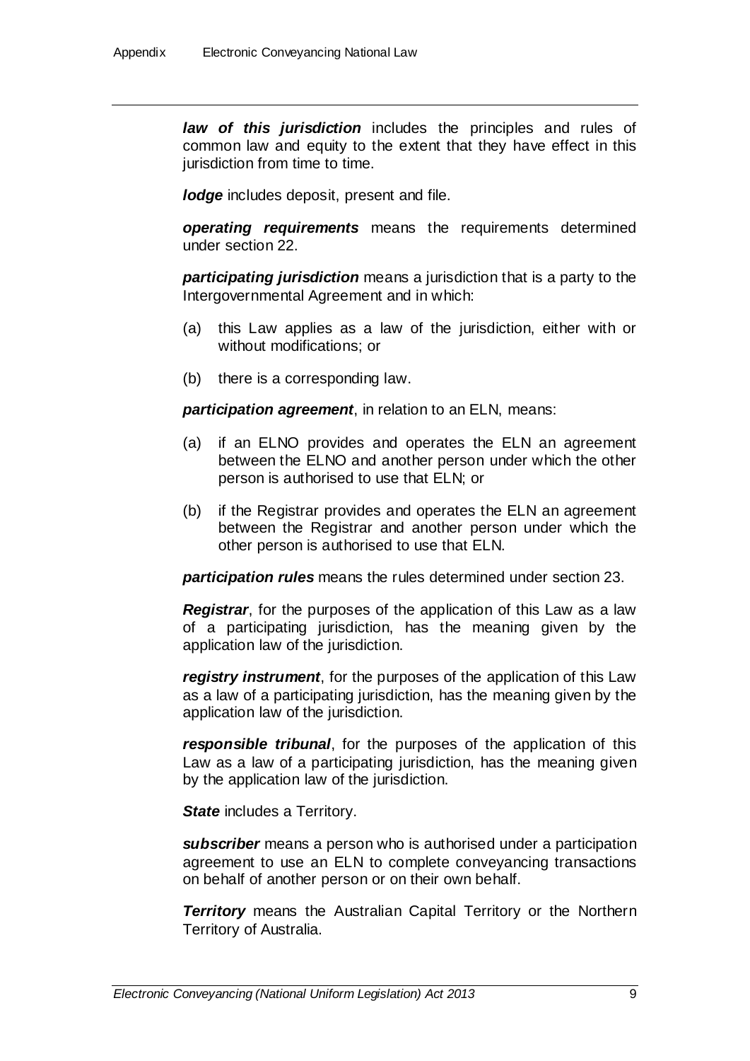***law of this jurisdiction*** includes the principles and rules of common law and equity to the extent that they have effect in this jurisdiction from time to time.

***lodge*** includes deposit, present and file.

***operating requirements*** means the requirements determined under section 22.

***participating jurisdiction*** means a jurisdiction that is a party to the Intergovernmental Agreement and in which:

(a) this Law applies as a law of the jurisdiction, either with or without modifications; or

(b) there is a corresponding law.

***participation agreement***, in relation to an ELN, means:

(a) if an ELNO provides and operates the ELN an agreement between the ELNO and another person under which the other person is authorised to use that ELN; or

(b) if the Registrar provides and operates the ELN an agreement between the Registrar and another person under which the other person is authorised to use that ELN.

***participation rules*** means the rules determined under section 23.

***Registrar***, for the purposes of the application of this Law as a law of a participating jurisdiction, has the meaning given by the application law of the jurisdiction.

***registry instrument***, for the purposes of the application of this Law as a law of a participating jurisdiction, has the meaning given by the application law of the jurisdiction.

***responsible tribunal***, for the purposes of the application of this Law as a law of a participating jurisdiction, has the meaning given by the application law of the jurisdiction.

***State*** includes a Territory.

***subscriber*** means a person who is authorised under a participation agreement to use an ELN to complete conveyancing transactions on behalf of another person or on their own behalf.

***Territory*** means the Australian Capital Territory or the Northern Territory of Australia.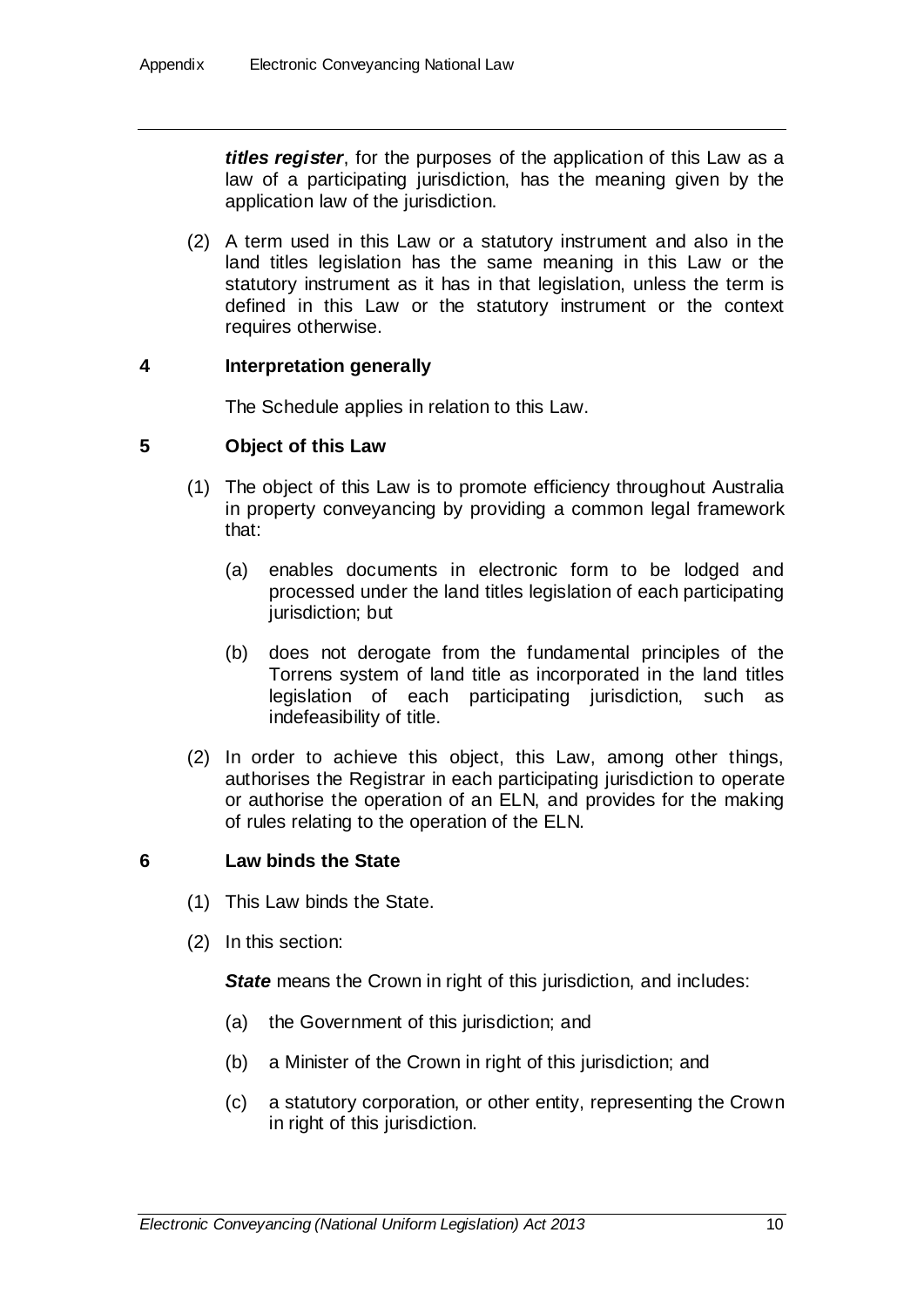***titles register***, for the purposes of the application of this Law as a law of a participating jurisdiction, has the meaning given by the application law of the jurisdiction.

(2) A term used in this Law or a statutory instrument and also in the land titles legislation has the same meaning in this Law or the statutory instrument as it has in that legislation, unless the term is defined in this Law or the statutory instrument or the context requires otherwise.

### 4 Interpretation generally

The Schedule applies in relation to this Law.

### 5 Object of this Law

(1) The object of this Law is to promote efficiency throughout Australia in property conveyancing by providing a common legal framework that:

(a) enables documents in electronic form to be lodged and processed under the land titles legislation of each participating jurisdiction; but

(b) does not derogate from the fundamental principles of the Torrens system of land title as incorporated in the land titles legislation of each participating jurisdiction, such as indefeasibility of title.

(2) In order to achieve this object, this Law, among other things, authorises the Registrar in each participating jurisdiction to operate or authorise the operation of an ELN, and provides for the making of rules relating to the operation of the ELN.

### 6 Law binds the State

(1) This Law binds the State.

(2) In this section:

***State*** means the Crown in right of this jurisdiction, and includes:

(a) the Government of this jurisdiction; and

(b) a Minister of the Crown in right of this jurisdiction; and

(c) a statutory corporation, or other entity, representing the Crown in right of this jurisdiction.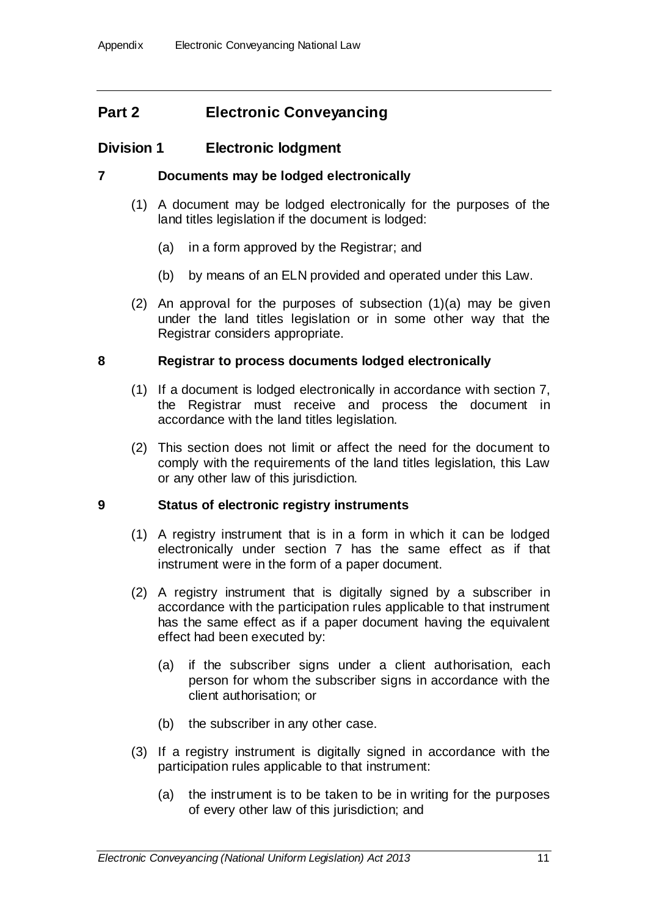## Part 2 Electronic Conveyancing

### Division 1 Electronic lodgment

#### 7 Documents may be lodged electronically

(1) A document may be lodged electronically for the purposes of the land titles legislation if the document is lodged:

(a) in a form approved by the Registrar; and

(b) by means of an ELN provided and operated under this Law.

(2) An approval for the purposes of subsection (1)(a) may be given under the land titles legislation or in some other way that the Registrar considers appropriate.

#### 8 Registrar to process documents lodged electronically

(1) If a document is lodged electronically in accordance with section 7, the Registrar must receive and process the document in accordance with the land titles legislation.

(2) This section does not limit or affect the need for the document to comply with the requirements of the land titles legislation, this Law or any other law of this jurisdiction.

#### 9 Status of electronic registry instruments

(1) A registry instrument that is in a form in which it can be lodged electronically under section 7 has the same effect as if that instrument were in the form of a paper document.

(2) A registry instrument that is digitally signed by a subscriber in accordance with the participation rules applicable to that instrument has the same effect as if a paper document having the equivalent effect had been executed by:

(a) if the subscriber signs under a client authorisation, each person for whom the subscriber signs in accordance with the client authorisation; or

(b) the subscriber in any other case.

(3) If a registry instrument is digitally signed in accordance with the participation rules applicable to that instrument:

(a) the instrument is to be taken to be in writing for the purposes of every other law of this jurisdiction; and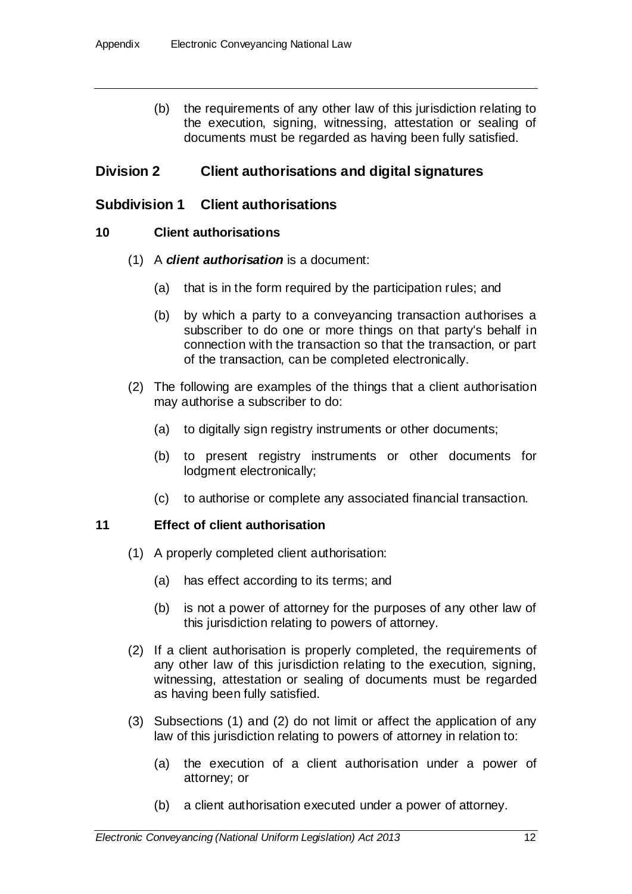(b) the requirements of any other law of this jurisdiction relating to the execution, signing, witnessing, attestation or sealing of documents must be regarded as having been fully satisfied.

## Division 2 Client authorisations and digital signatures

### Subdivision 1 Client authorisations

#### 10 Client authorisations

(1) A ***client authorisation*** is a document:

(a) that is in the form required by the participation rules; and

(b) by which a party to a conveyancing transaction authorises a subscriber to do one or more things on that party's behalf in connection with the transaction so that the transaction, or part of the transaction, can be completed electronically.

(2) The following are examples of the things that a client authorisation may authorise a subscriber to do:

(a) to digitally sign registry instruments or other documents;

(b) to present registry instruments or other documents for lodgment electronically;

(c) to authorise or complete any associated financial transaction.

#### 11 Effect of client authorisation

(1) A properly completed client authorisation:

(a) has effect according to its terms; and

(b) is not a power of attorney for the purposes of any other law of this jurisdiction relating to powers of attorney.

(2) If a client authorisation is properly completed, the requirements of any other law of this jurisdiction relating to the execution, signing, witnessing, attestation or sealing of documents must be regarded as having been fully satisfied.

(3) Subsections (1) and (2) do not limit or affect the application of any law of this jurisdiction relating to powers of attorney in relation to:

(a) the execution of a client authorisation under a power of attorney; or

(b) a client authorisation executed under a power of attorney.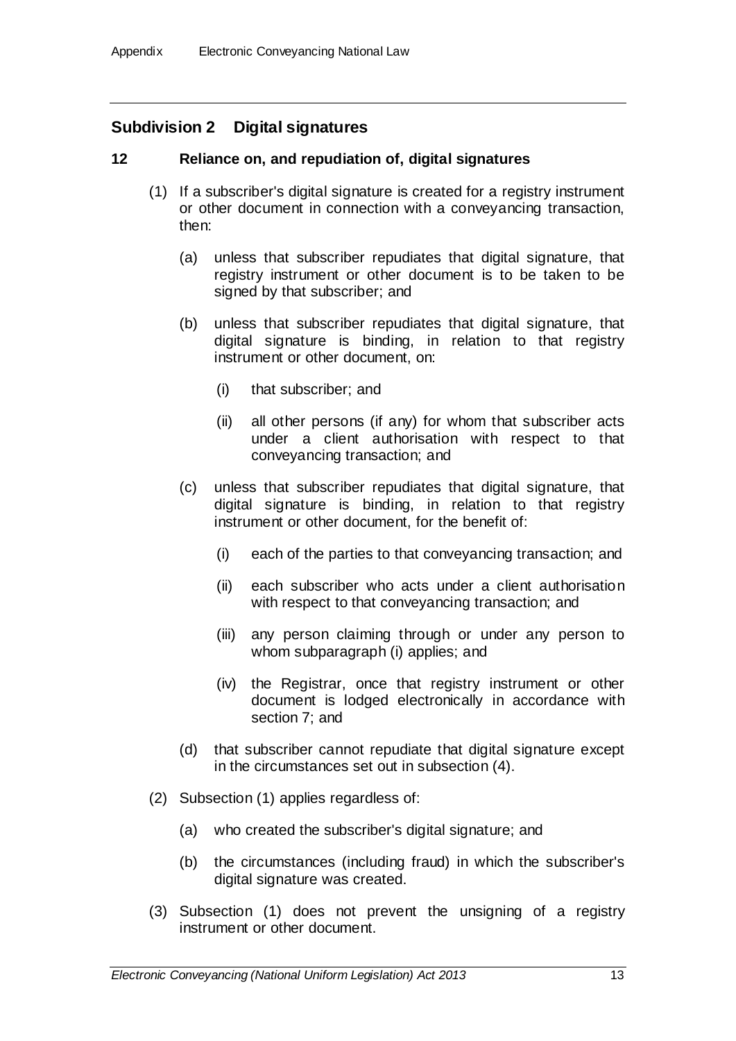## Subdivision 2 Digital signatures

### 12 Reliance on, and repudiation of, digital signatures

(1) If a subscriber's digital signature is created for a registry instrument or other document in connection with a conveyancing transaction, then:

(a) unless that subscriber repudiates that digital signature, that registry instrument or other document is to be taken to be signed by that subscriber; and

(b) unless that subscriber repudiates that digital signature, that digital signature is binding, in relation to that registry instrument or other document, on:

(i) that subscriber; and

(ii) all other persons (if any) for whom that subscriber acts under a client authorisation with respect to that conveyancing transaction; and

(c) unless that subscriber repudiates that digital signature, that digital signature is binding, in relation to that registry instrument or other document, for the benefit of:

(i) each of the parties to that conveyancing transaction; and

(ii) each subscriber who acts under a client authorisation with respect to that conveyancing transaction; and

(iii) any person claiming through or under any person to whom subparagraph (i) applies; and

(iv) the Registrar, once that registry instrument or other document is lodged electronically in accordance with section 7; and

(d) that subscriber cannot repudiate that digital signature except in the circumstances set out in subsection (4).

(2) Subsection (1) applies regardless of:

(a) who created the subscriber's digital signature; and

(b) the circumstances (including fraud) in which the subscriber's digital signature was created.

(3) Subsection (1) does not prevent the unsigning of a registry instrument or other document.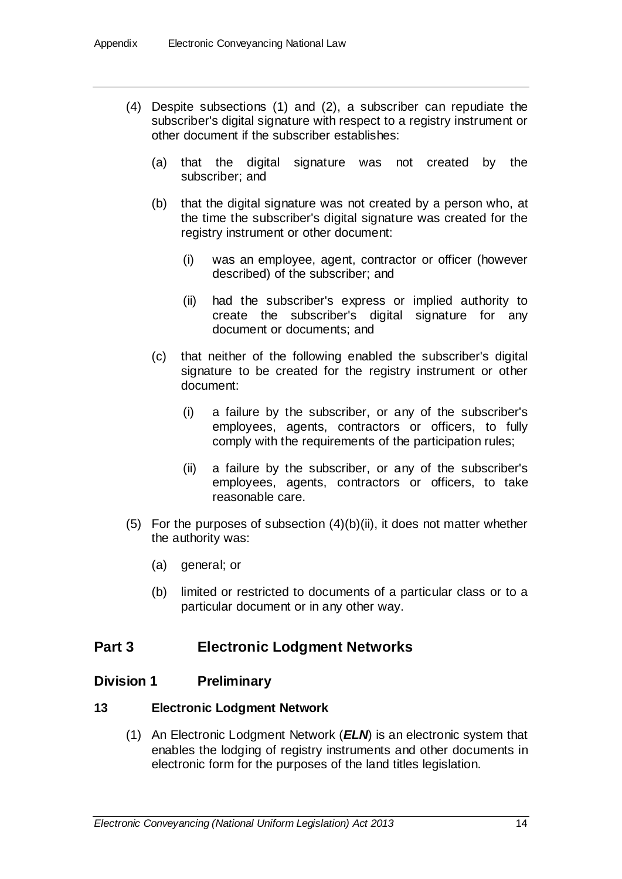(4) Despite subsections (1) and (2), a subscriber can repudiate the subscriber's digital signature with respect to a registry instrument or other document if the subscriber establishes:

  (a) that the digital signature was not created by the subscriber; and

  (b) that the digital signature was not created by a person who, at the time the subscriber's digital signature was created for the registry instrument or other document:

    (i) was an employee, agent, contractor or officer (however described) of the subscriber; and

    (ii) had the subscriber's express or implied authority to create the subscriber's digital signature for any document or documents; and

  (c) that neither of the following enabled the subscriber's digital signature to be created for the registry instrument or other document:

    (i) a failure by the subscriber, or any of the subscriber's employees, agents, contractors or officers, to fully comply with the requirements of the participation rules;

    (ii) a failure by the subscriber, or any of the subscriber's employees, agents, contractors or officers, to take reasonable care.

(5) For the purposes of subsection (4)(b)(ii), it does not matter whether the authority was:

  (a) general; or

  (b) limited or restricted to documents of a particular class or to a particular document or in any other way.

## Part 3 Electronic Lodgment Networks

### Division 1 Preliminary

#### 13 Electronic Lodgment Network

(1) An Electronic Lodgment Network (***ELN***) is an electronic system that enables the lodging of registry instruments and other documents in electronic form for the purposes of the land titles legislation.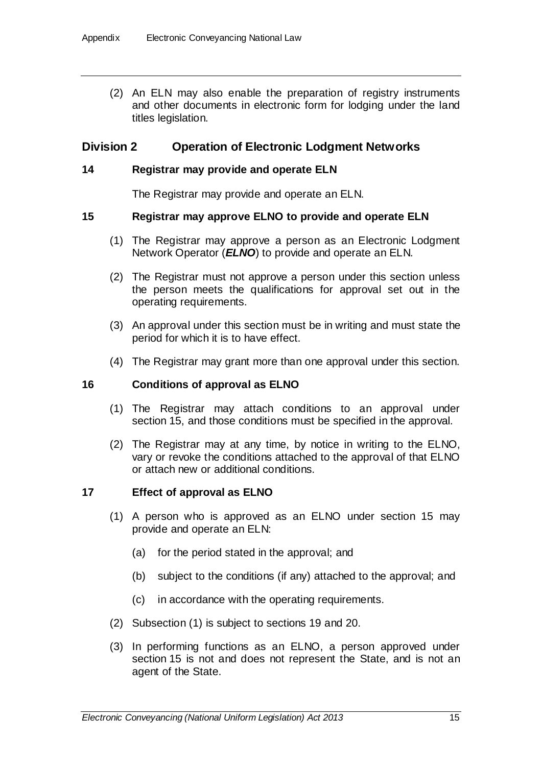(2) An ELN may also enable the preparation of registry instruments and other documents in electronic form for lodging under the land titles legislation.

## Division 2 Operation of Electronic Lodgment Networks

### 14 Registrar may provide and operate ELN

The Registrar may provide and operate an ELN.

### 15 Registrar may approve ELNO to provide and operate ELN

(1) The Registrar may approve a person as an Electronic Lodgment Network Operator (***ELNO***) to provide and operate an ELN.

(2) The Registrar must not approve a person under this section unless the person meets the qualifications for approval set out in the operating requirements.

(3) An approval under this section must be in writing and must state the period for which it is to have effect.

(4) The Registrar may grant more than one approval under this section.

### 16 Conditions of approval as ELNO

(1) The Registrar may attach conditions to an approval under section 15, and those conditions must be specified in the approval.

(2) The Registrar may at any time, by notice in writing to the ELNO, vary or revoke the conditions attached to the approval of that ELNO or attach new or additional conditions.

### 17 Effect of approval as ELNO

(1) A person who is approved as an ELNO under section 15 may provide and operate an ELN:

- (a) for the period stated in the approval; and
- (b) subject to the conditions (if any) attached to the approval; and
- (c) in accordance with the operating requirements.

(2) Subsection (1) is subject to sections 19 and 20.

(3) In performing functions as an ELNO, a person approved under section 15 is not and does not represent the State, and is not an agent of the State.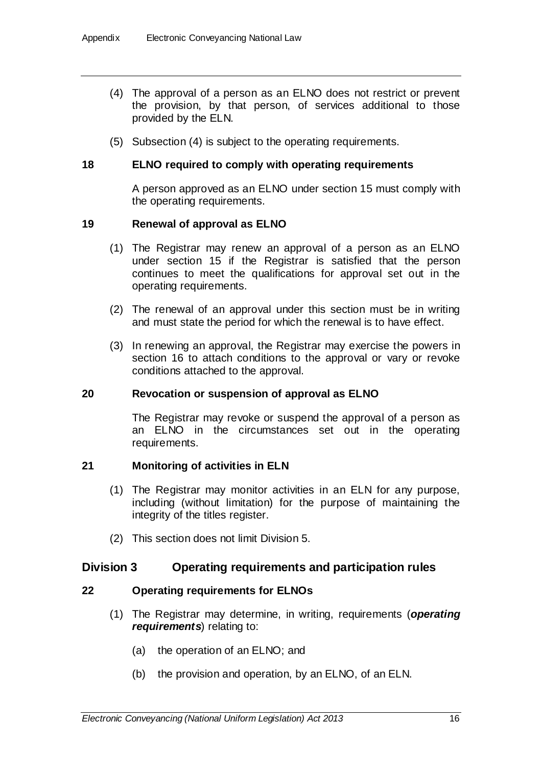(4) The approval of a person as an ELNO does not restrict or prevent the provision, by that person, of services additional to those provided by the ELN.

(5) Subsection (4) is subject to the operating requirements.

### 18 ELNO required to comply with operating requirements

A person approved as an ELNO under section 15 must comply with the operating requirements.

### 19 Renewal of approval as ELNO

(1) The Registrar may renew an approval of a person as an ELNO under section 15 if the Registrar is satisfied that the person continues to meet the qualifications for approval set out in the operating requirements.

(2) The renewal of an approval under this section must be in writing and must state the period for which the renewal is to have effect.

(3) In renewing an approval, the Registrar may exercise the powers in section 16 to attach conditions to the approval or vary or revoke conditions attached to the approval.

### 20 Revocation or suspension of approval as ELNO

The Registrar may revoke or suspend the approval of a person as an ELNO in the circumstances set out in the operating requirements.

### 21 Monitoring of activities in ELN

(1) The Registrar may monitor activities in an ELN for any purpose, including (without limitation) for the purpose of maintaining the integrity of the titles register.

(2) This section does not limit Division 5.

## Division 3 Operating requirements and participation rules

### 22 Operating requirements for ELNOs

(1) The Registrar may determine, in writing, requirements (***operating requirements***) relating to:

- (a) the operation of an ELNO; and
- (b) the provision and operation, by an ELNO, of an ELN.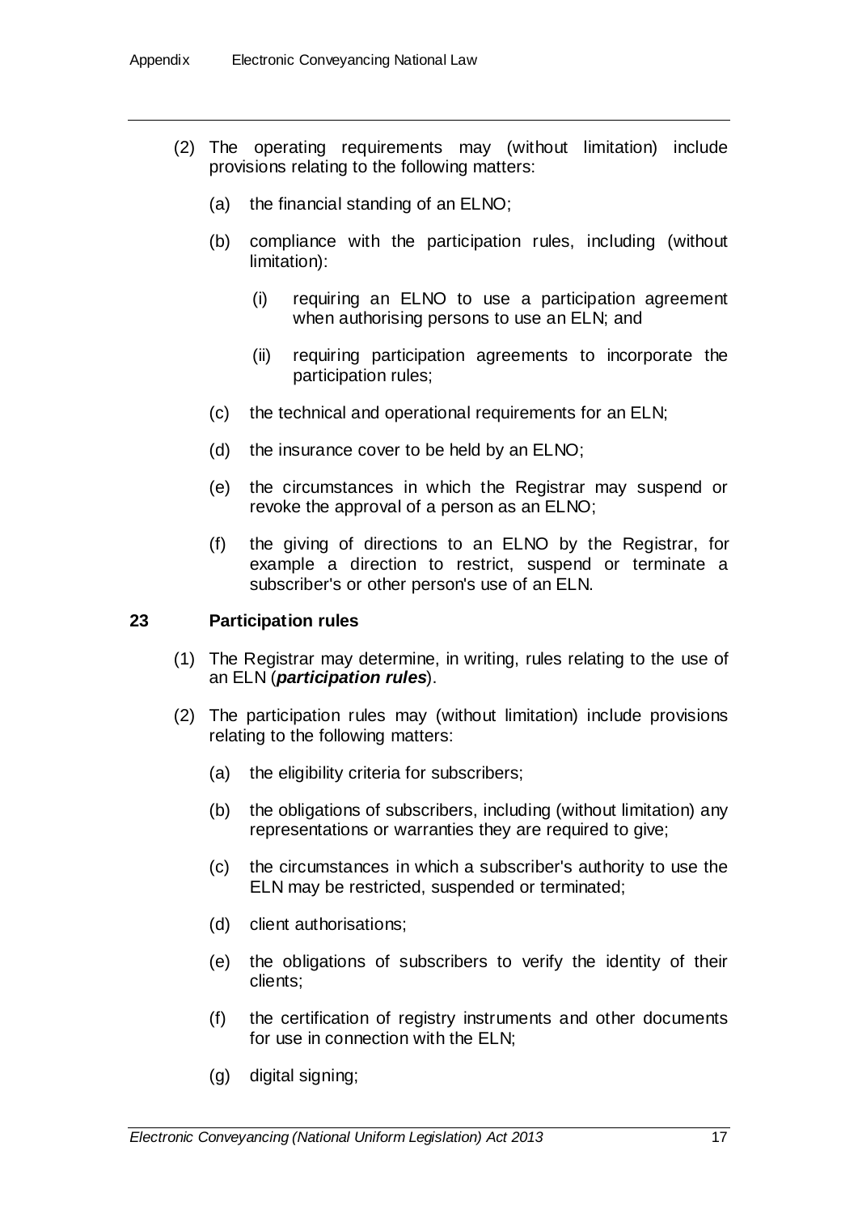(2) The operating requirements may (without limitation) include provisions relating to the following matters:

(a) the financial standing of an ELNO;

(b) compliance with the participation rules, including (without limitation):

(i) requiring an ELNO to use a participation agreement when authorising persons to use an ELN; and

(ii) requiring participation agreements to incorporate the participation rules;

(c) the technical and operational requirements for an ELN;

(d) the insurance cover to be held by an ELNO;

(e) the circumstances in which the Registrar may suspend or revoke the approval of a person as an ELNO;

(f) the giving of directions to an ELNO by the Registrar, for example a direction to restrict, suspend or terminate a subscriber's or other person's use of an ELN.

### 23 Participation rules

(1) The Registrar may determine, in writing, rules relating to the use of an ELN (***participation rules***).

(2) The participation rules may (without limitation) include provisions relating to the following matters:

(a) the eligibility criteria for subscribers;

(b) the obligations of subscribers, including (without limitation) any representations or warranties they are required to give;

(c) the circumstances in which a subscriber's authority to use the ELN may be restricted, suspended or terminated;

(d) client authorisations;

(e) the obligations of subscribers to verify the identity of their clients;

(f) the certification of registry instruments and other documents for use in connection with the ELN;

(g) digital signing;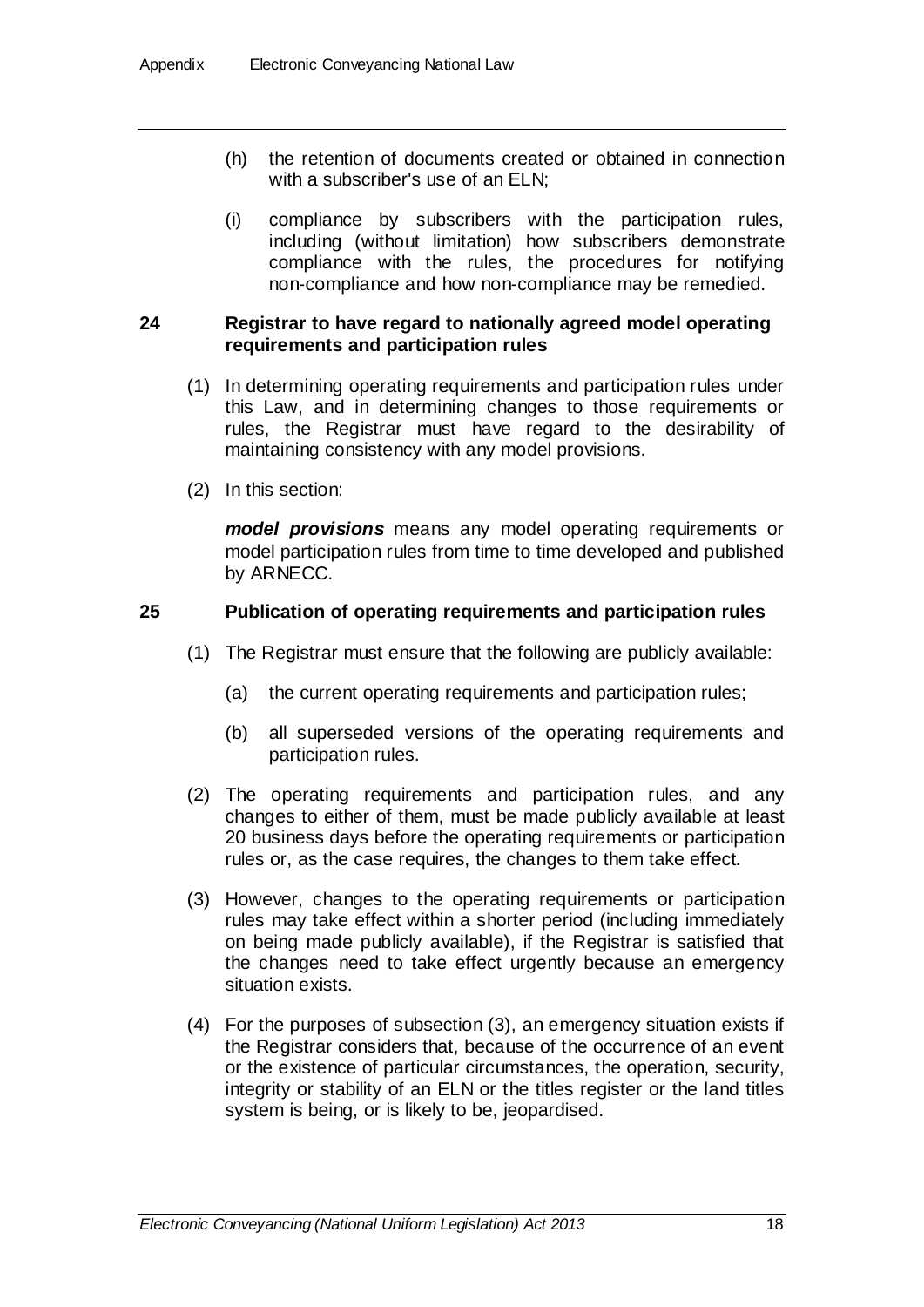(h) the retention of documents created or obtained in connection with a subscriber's use of an ELN;

(i) compliance by subscribers with the participation rules, including (without limitation) how subscribers demonstrate compliance with the rules, the procedures for notifying non-compliance and how non-compliance may be remedied.

### 24 Registrar to have regard to nationally agreed model operating requirements and participation rules

(1) In determining operating requirements and participation rules under this Law, and in determining changes to those requirements or rules, the Registrar must have regard to the desirability of maintaining consistency with any model provisions.

(2) In this section:

***model provisions*** means any model operating requirements or model participation rules from time to time developed and published by ARNECC.

### 25 Publication of operating requirements and participation rules

(1) The Registrar must ensure that the following are publicly available:

(a) the current operating requirements and participation rules;

(b) all superseded versions of the operating requirements and participation rules.

(2) The operating requirements and participation rules, and any changes to either of them, must be made publicly available at least 20 business days before the operating requirements or participation rules or, as the case requires, the changes to them take effect.

(3) However, changes to the operating requirements or participation rules may take effect within a shorter period (including immediately on being made publicly available), if the Registrar is satisfied that the changes need to take effect urgently because an emergency situation exists.

(4) For the purposes of subsection (3), an emergency situation exists if the Registrar considers that, because of the occurrence of an event or the existence of particular circumstances, the operation, security, integrity or stability of an ELN or the titles register or the land titles system is being, or is likely to be, jeopardised.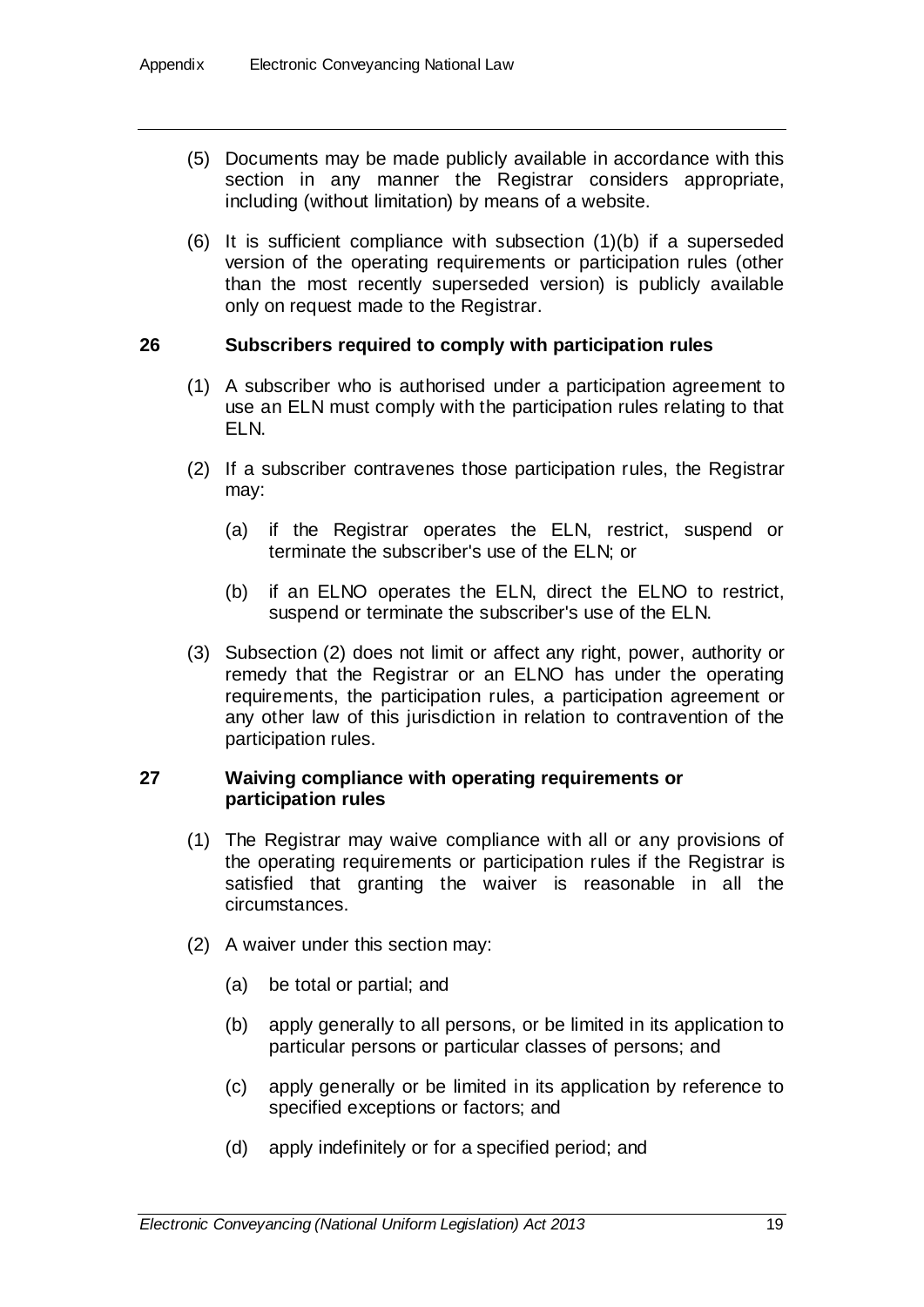(5) Documents may be made publicly available in accordance with this section in any manner the Registrar considers appropriate, including (without limitation) by means of a website.

(6) It is sufficient compliance with subsection (1)(b) if a superseded version of the operating requirements or participation rules (other than the most recently superseded version) is publicly available only on request made to the Registrar.

## 26 Subscribers required to comply with participation rules

(1) A subscriber who is authorised under a participation agreement to use an ELN must comply with the participation rules relating to that ELN.

(2) If a subscriber contravenes those participation rules, the Registrar may:

- (a) if the Registrar operates the ELN, restrict, suspend or terminate the subscriber's use of the ELN; or
- (b) if an ELNO operates the ELN, direct the ELNO to restrict, suspend or terminate the subscriber's use of the ELN.

(3) Subsection (2) does not limit or affect any right, power, authority or remedy that the Registrar or an ELNO has under the operating requirements, the participation rules, a participation agreement or any other law of this jurisdiction in relation to contravention of the participation rules.

## 27 Waiving compliance with operating requirements or participation rules

(1) The Registrar may waive compliance with all or any provisions of the operating requirements or participation rules if the Registrar is satisfied that granting the waiver is reasonable in all the circumstances.

(2) A waiver under this section may:

- (a) be total or partial; and
- (b) apply generally to all persons, or be limited in its application to particular persons or particular classes of persons; and
- (c) apply generally or be limited in its application by reference to specified exceptions or factors; and
- (d) apply indefinitely or for a specified period; and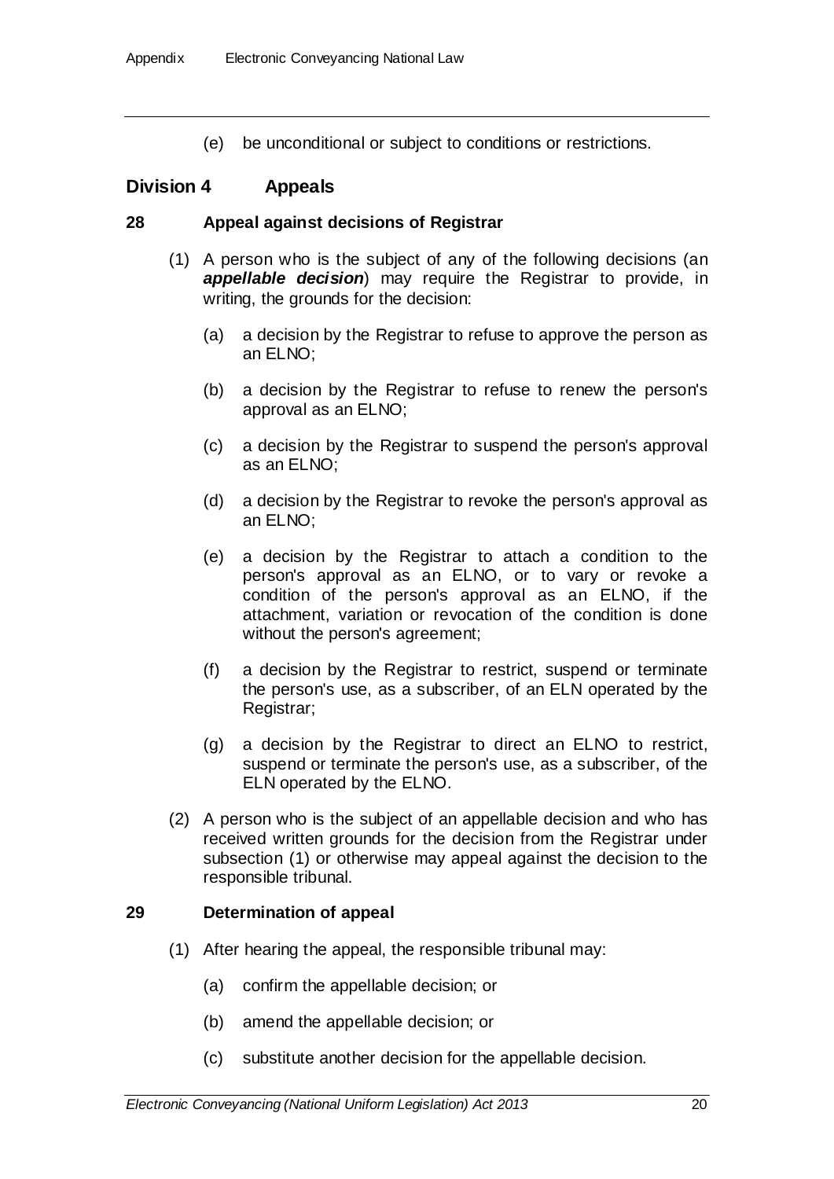(e) be unconditional or subject to conditions or restrictions.

## Division 4 Appeals

### 28 Appeal against decisions of Registrar

(1) A person who is the subject of any of the following decisions (an ***appellable decision***) may require the Registrar to provide, in writing, the grounds for the decision:

(a) a decision by the Registrar to refuse to approve the person as an ELNO;

(b) a decision by the Registrar to refuse to renew the person's approval as an ELNO;

(c) a decision by the Registrar to suspend the person's approval as an ELNO;

(d) a decision by the Registrar to revoke the person's approval as an ELNO;

(e) a decision by the Registrar to attach a condition to the person's approval as an ELNO, or to vary or revoke a condition of the person's approval as an ELNO, if the attachment, variation or revocation of the condition is done without the person's agreement;

(f) a decision by the Registrar to restrict, suspend or terminate the person's use, as a subscriber, of an ELN operated by the Registrar;

(g) a decision by the Registrar to direct an ELNO to restrict, suspend or terminate the person's use, as a subscriber, of the ELN operated by the ELNO.

(2) A person who is the subject of an appellable decision and who has received written grounds for the decision from the Registrar under subsection (1) or otherwise may appeal against the decision to the responsible tribunal.

### 29 Determination of appeal

(1) After hearing the appeal, the responsible tribunal may:

(a) confirm the appellable decision; or

(b) amend the appellable decision; or

(c) substitute another decision for the appellable decision.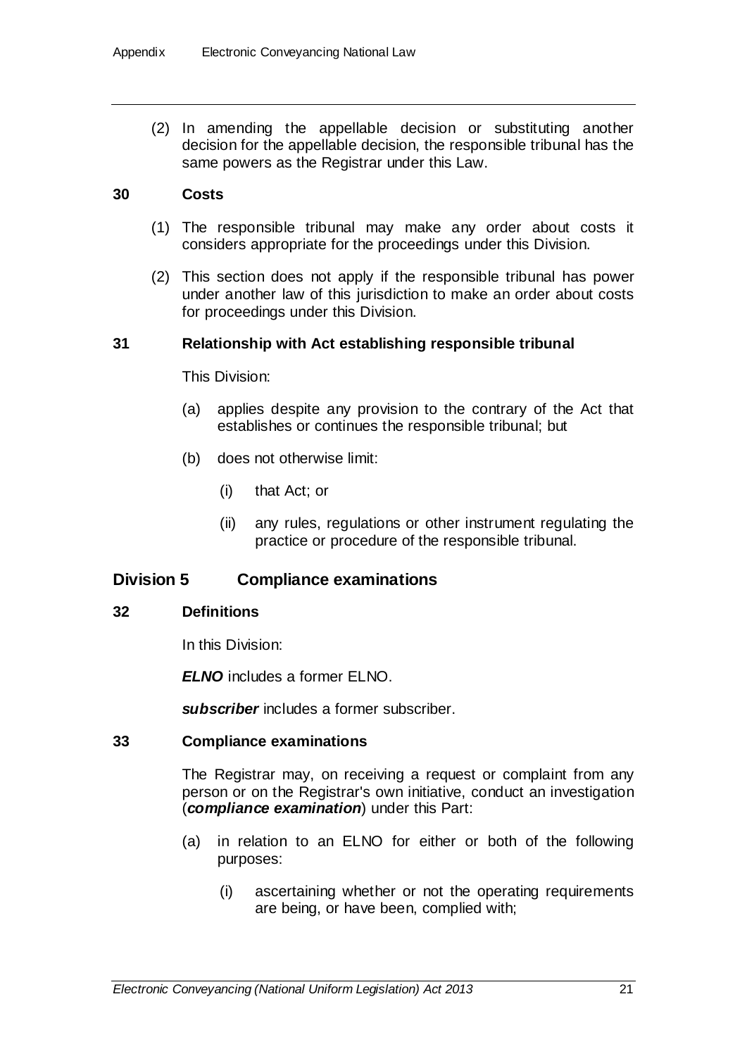(2) In amending the appellable decision or substituting another decision for the appellable decision, the responsible tribunal has the same powers as the Registrar under this Law.

### 30 Costs

(1) The responsible tribunal may make any order about costs it considers appropriate for the proceedings under this Division.

(2) This section does not apply if the responsible tribunal has power under another law of this jurisdiction to make an order about costs for proceedings under this Division.

### 31 Relationship with Act establishing responsible tribunal

This Division:

(a) applies despite any provision to the contrary of the Act that establishes or continues the responsible tribunal; but

(b) does not otherwise limit:

(i) that Act; or

(ii) any rules, regulations or other instrument regulating the practice or procedure of the responsible tribunal.

## Division 5 Compliance examinations

### 32 Definitions

In this Division:

***ELNO*** includes a former ELNO.

***subscriber*** includes a former subscriber.

### 33 Compliance examinations

The Registrar may, on receiving a request or complaint from any person or on the Registrar's own initiative, conduct an investigation (***compliance examination***) under this Part:

(a) in relation to an ELNO for either or both of the following purposes:

(i) ascertaining whether or not the operating requirements are being, or have been, complied with;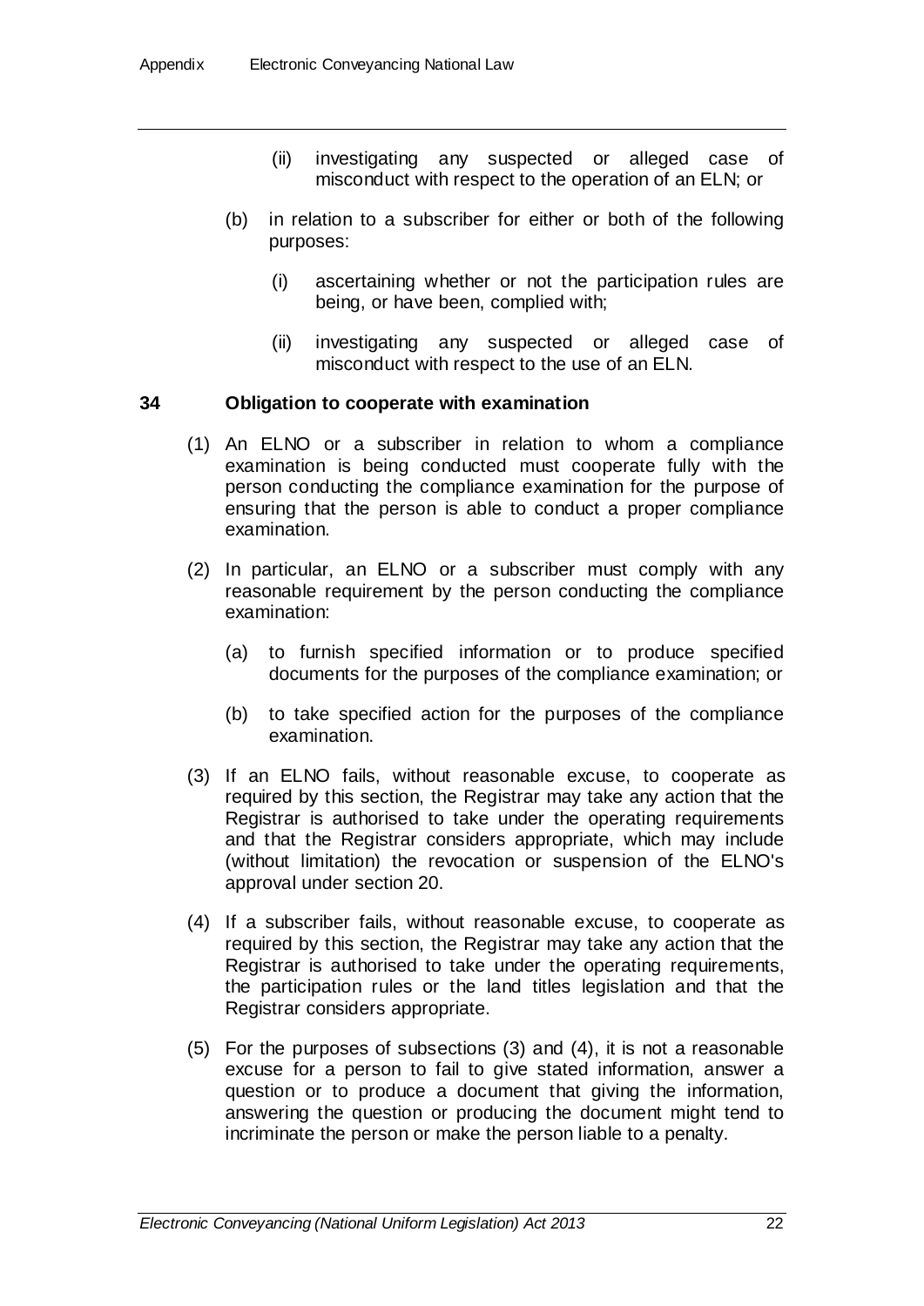(ii) investigating any suspected or alleged case of misconduct with respect to the operation of an ELN; or

(b) in relation to a subscriber for either or both of the following purposes:

(i) ascertaining whether or not the participation rules are being, or have been, complied with;

(ii) investigating any suspected or alleged case of misconduct with respect to the use of an ELN.

### 34 Obligation to cooperate with examination

(1) An ELNO or a subscriber in relation to whom a compliance examination is being conducted must cooperate fully with the person conducting the compliance examination for the purpose of ensuring that the person is able to conduct a proper compliance examination.

(2) In particular, an ELNO or a subscriber must comply with any reasonable requirement by the person conducting the compliance examination:

(a) to furnish specified information or to produce specified documents for the purposes of the compliance examination; or

(b) to take specified action for the purposes of the compliance examination.

(3) If an ELNO fails, without reasonable excuse, to cooperate as required by this section, the Registrar may take any action that the Registrar is authorised to take under the operating requirements and that the Registrar considers appropriate, which may include (without limitation) the revocation or suspension of the ELNO's approval under section 20.

(4) If a subscriber fails, without reasonable excuse, to cooperate as required by this section, the Registrar may take any action that the Registrar is authorised to take under the operating requirements, the participation rules or the land titles legislation and that the Registrar considers appropriate.

(5) For the purposes of subsections (3) and (4), it is not a reasonable excuse for a person to fail to give stated information, answer a question or to produce a document that giving the information, answering the question or producing the document might tend to incriminate the person or make the person liable to a penalty.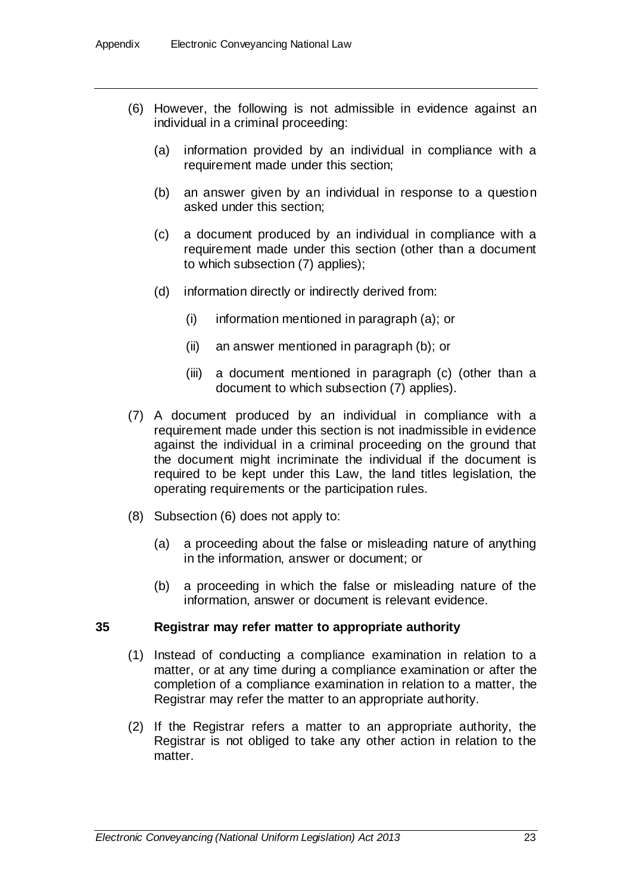(6) However, the following is not admissible in evidence against an individual in a criminal proceeding:

(a) information provided by an individual in compliance with a requirement made under this section;

(b) an answer given by an individual in response to a question asked under this section;

(c) a document produced by an individual in compliance with a requirement made under this section (other than a document to which subsection (7) applies);

(d) information directly or indirectly derived from:

(i) information mentioned in paragraph (a); or

(ii) an answer mentioned in paragraph (b); or

(iii) a document mentioned in paragraph (c) (other than a document to which subsection (7) applies).

(7) A document produced by an individual in compliance with a requirement made under this section is not inadmissible in evidence against the individual in a criminal proceeding on the ground that the document might incriminate the individual if the document is required to be kept under this Law, the land titles legislation, the operating requirements or the participation rules.

(8) Subsection (6) does not apply to:

(a) a proceeding about the false or misleading nature of anything in the information, answer or document; or

(b) a proceeding in which the false or misleading nature of the information, answer or document is relevant evidence.

### 35 Registrar may refer matter to appropriate authority

(1) Instead of conducting a compliance examination in relation to a matter, or at any time during a compliance examination or after the completion of a compliance examination in relation to a matter, the Registrar may refer the matter to an appropriate authority.

(2) If the Registrar refers a matter to an appropriate authority, the Registrar is not obliged to take any other action in relation to the matter.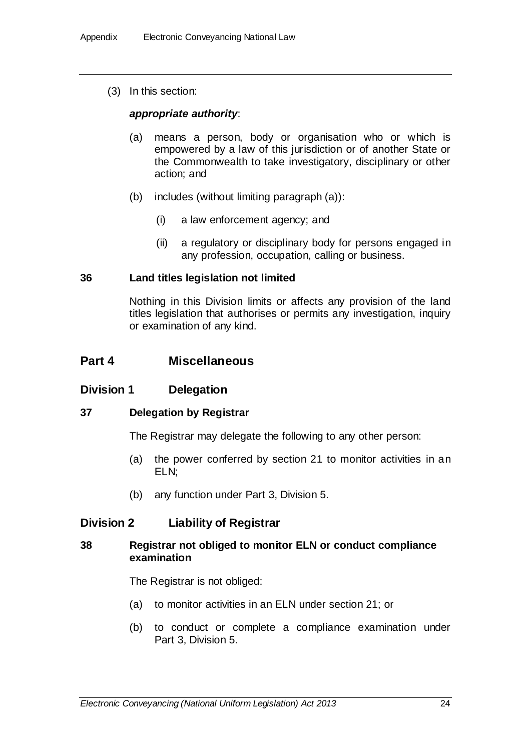(3) In this section:

***appropriate authority***:

(a) means a person, body or organisation who or which is empowered by a law of this jurisdiction or of another State or the Commonwealth to take investigatory, disciplinary or other action; and

(b) includes (without limiting paragraph (a)):

(i) a law enforcement agency; and

(ii) a regulatory or disciplinary body for persons engaged in any profession, occupation, calling or business.

#### 36 Land titles legislation not limited

Nothing in this Division limits or affects any provision of the land titles legislation that authorises or permits any investigation, inquiry or examination of any kind.

## Part 4 Miscellaneous

### Division 1 Delegation

#### 37 Delegation by Registrar

The Registrar may delegate the following to any other person:

(a) the power conferred by section 21 to monitor activities in an ELN;

(b) any function under Part 3, Division 5.

### Division 2 Liability of Registrar

#### 38 Registrar not obliged to monitor ELN or conduct compliance examination

The Registrar is not obliged:

(a) to monitor activities in an ELN under section 21; or

(b) to conduct or complete a compliance examination under Part 3, Division 5.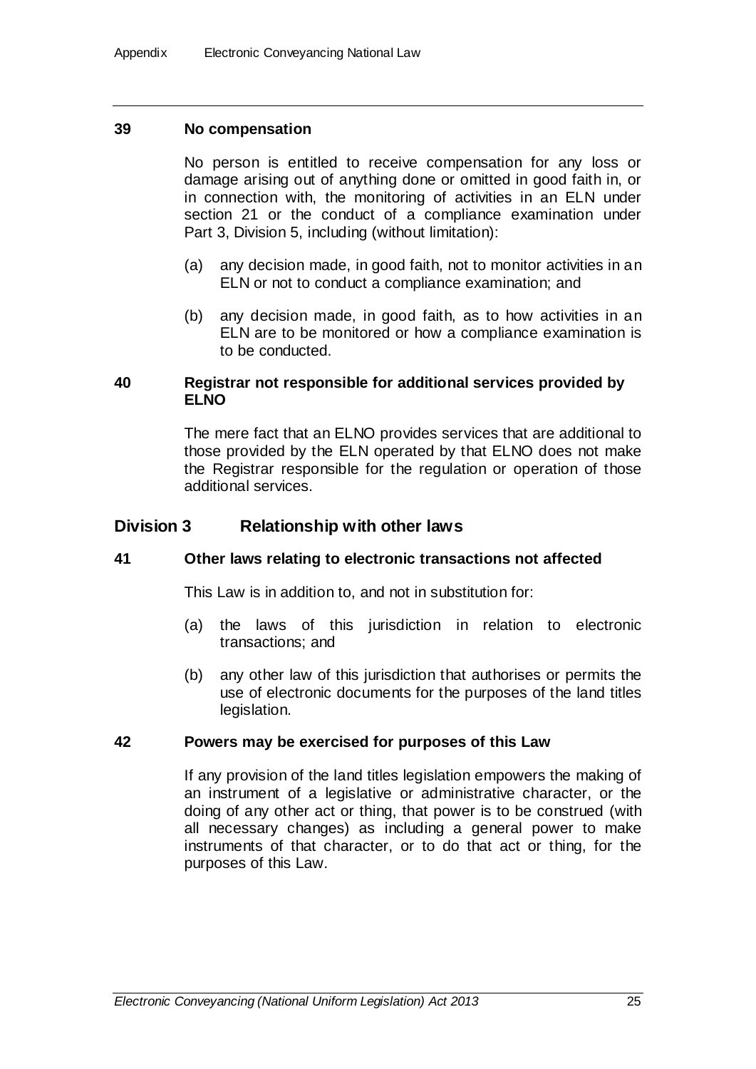### 39 No compensation

No person is entitled to receive compensation for any loss or damage arising out of anything done or omitted in good faith in, or in connection with, the monitoring of activities in an ELN under section 21 or the conduct of a compliance examination under Part 3, Division 5, including (without limitation):

(a) any decision made, in good faith, not to monitor activities in an ELN or not to conduct a compliance examination; and

(b) any decision made, in good faith, as to how activities in an ELN are to be monitored or how a compliance examination is to be conducted.

### 40 Registrar not responsible for additional services provided by ELNO

The mere fact that an ELNO provides services that are additional to those provided by the ELN operated by that ELNO does not make the Registrar responsible for the regulation or operation of those additional services.

## Division 3 Relationship with other laws

### 41 Other laws relating to electronic transactions not affected

This Law is in addition to, and not in substitution for:

(a) the laws of this jurisdiction in relation to electronic transactions; and

(b) any other law of this jurisdiction that authorises or permits the use of electronic documents for the purposes of the land titles legislation.

### 42 Powers may be exercised for purposes of this Law

If any provision of the land titles legislation empowers the making of an instrument of a legislative or administrative character, or the doing of any other act or thing, that power is to be construed (with all necessary changes) as including a general power to make instruments of that character, or to do that act or thing, for the purposes of this Law.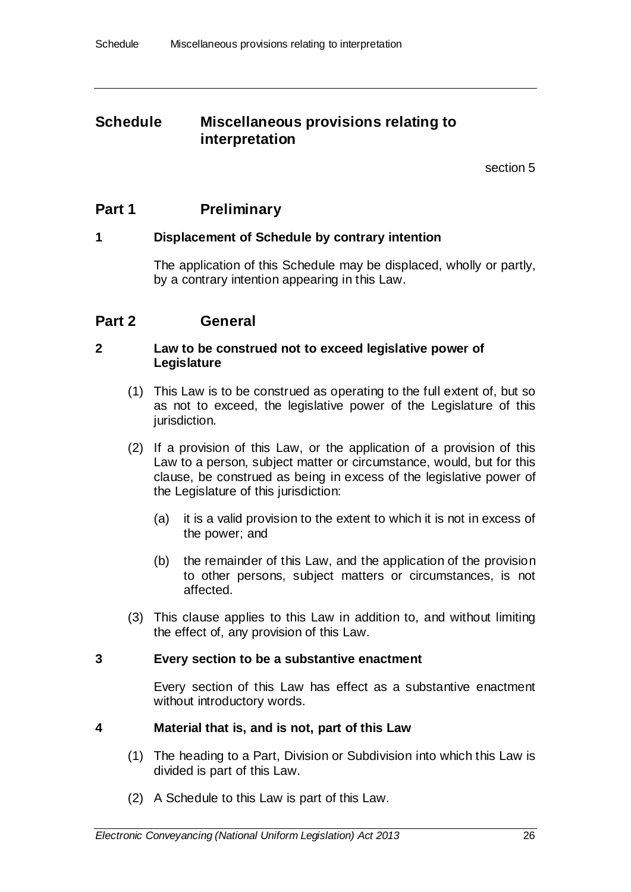# Schedule Miscellaneous provisions relating to interpretation

section 5

## Part 1 Preliminary

### 1 Displacement of Schedule by contrary intention

The application of this Schedule may be displaced, wholly or partly, by a contrary intention appearing in this Law.

## Part 2 General

### 2 Law to be construed not to exceed legislative power of Legislature

(1) This Law is to be construed as operating to the full extent of, but so as not to exceed, the legislative power of the Legislature of this jurisdiction.

(2) If a provision of this Law, or the application of a provision of this Law to a person, subject matter or circumstance, would, but for this clause, be construed as being in excess of the legislative power of the Legislature of this jurisdiction:

(a) it is a valid provision to the extent to which it is not in excess of the power; and

(b) the remainder of this Law, and the application of the provision to other persons, subject matters or circumstances, is not affected.

(3) This clause applies to this Law in addition to, and without limiting the effect of, any provision of this Law.

### 3 Every section to be a substantive enactment

Every section of this Law has effect as a substantive enactment without introductory words.

### 4 Material that is, and is not, part of this Law

(1) The heading to a Part, Division or Subdivision into which this Law is divided is part of this Law.

(2) A Schedule to this Law is part of this Law.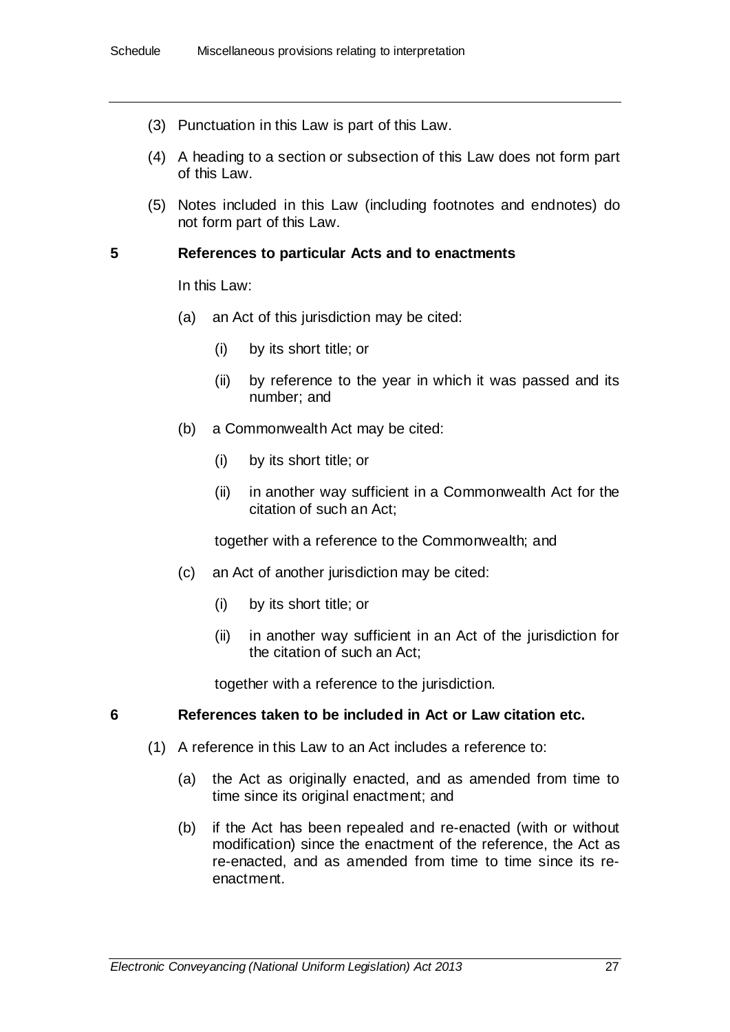(3) Punctuation in this Law is part of this Law.

(4) A heading to a section or subsection of this Law does not form part of this Law.

(5) Notes included in this Law (including footnotes and endnotes) do not form part of this Law.

### 5 References to particular Acts and to enactments

In this Law:

(a) an Act of this jurisdiction may be cited:

(i) by its short title; or

(ii) by reference to the year in which it was passed and its number; and

(b) a Commonwealth Act may be cited:

(i) by its short title; or

(ii) in another way sufficient in a Commonwealth Act for the citation of such an Act;

together with a reference to the Commonwealth; and

(c) an Act of another jurisdiction may be cited:

(i) by its short title; or

(ii) in another way sufficient in an Act of the jurisdiction for the citation of such an Act;

together with a reference to the jurisdiction.

### 6 References taken to be included in Act or Law citation etc.

(1) A reference in this Law to an Act includes a reference to:

(a) the Act as originally enacted, and as amended from time to time since its original enactment; and

(b) if the Act has been repealed and re-enacted (with or without modification) since the enactment of the reference, the Act as re-enacted, and as amended from time to time since its re-enactment.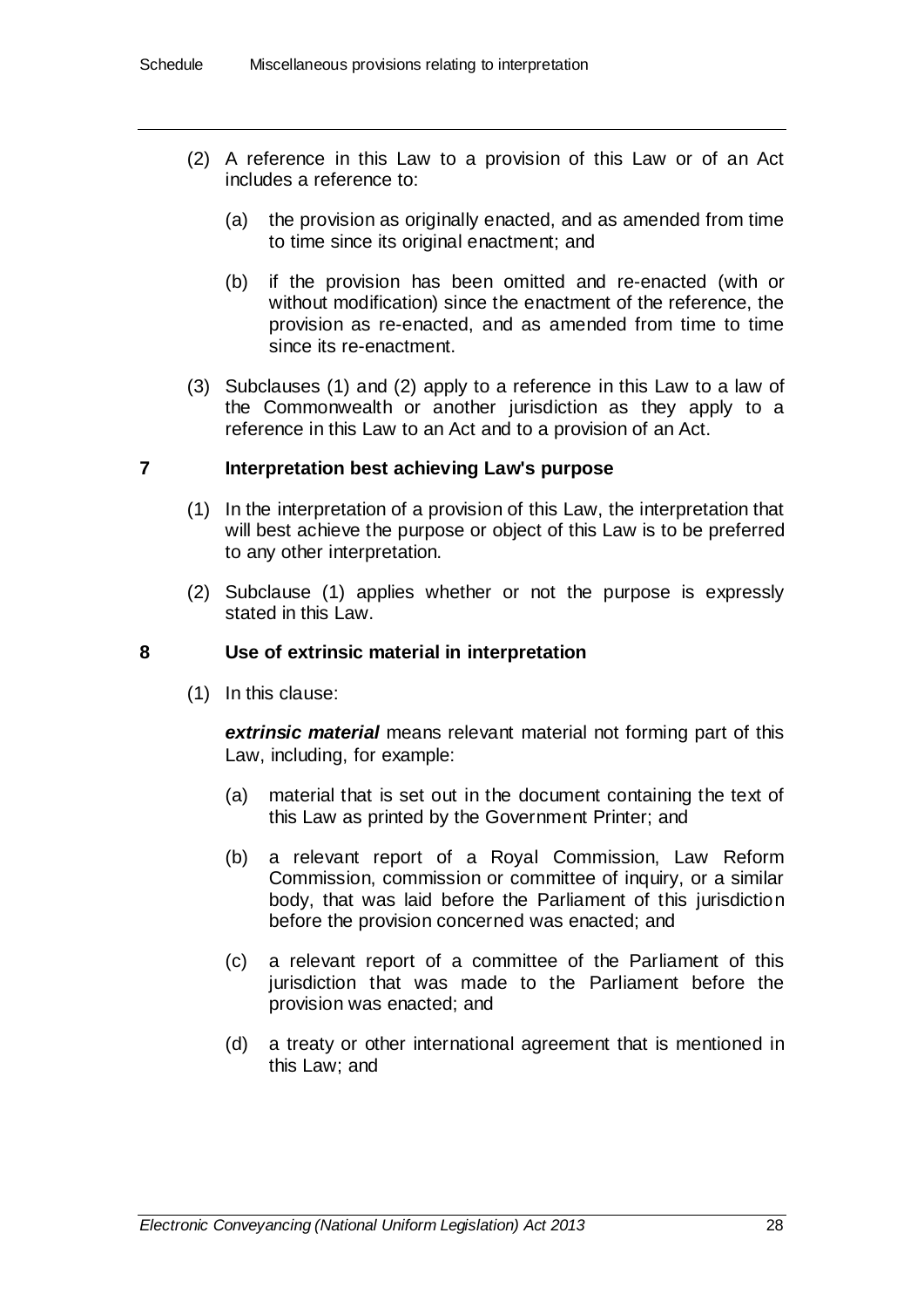(2) A reference in this Law to a provision of this Law or of an Act includes a reference to:

(a) the provision as originally enacted, and as amended from time to time since its original enactment; and

(b) if the provision has been omitted and re-enacted (with or without modification) since the enactment of the reference, the provision as re-enacted, and as amended from time to time since its re-enactment.

(3) Subclauses (1) and (2) apply to a reference in this Law to a law of the Commonwealth or another jurisdiction as they apply to a reference in this Law to an Act and to a provision of an Act.

### 7 Interpretation best achieving Law's purpose

(1) In the interpretation of a provision of this Law, the interpretation that will best achieve the purpose or object of this Law is to be preferred to any other interpretation.

(2) Subclause (1) applies whether or not the purpose is expressly stated in this Law.

### 8 Use of extrinsic material in interpretation

(1) In this clause:

***extrinsic material*** means relevant material not forming part of this Law, including, for example:

(a) material that is set out in the document containing the text of this Law as printed by the Government Printer; and

(b) a relevant report of a Royal Commission, Law Reform Commission, commission or committee of inquiry, or a similar body, that was laid before the Parliament of this jurisdiction before the provision concerned was enacted; and

(c) a relevant report of a committee of the Parliament of this jurisdiction that was made to the Parliament before the provision was enacted; and

(d) a treaty or other international agreement that is mentioned in this Law; and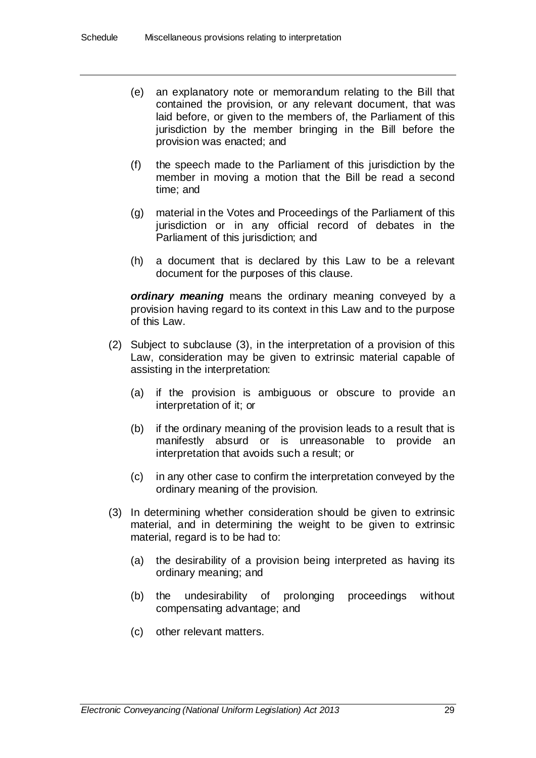(e) an explanatory note or memorandum relating to the Bill that contained the provision, or any relevant document, that was laid before, or given to the members of, the Parliament of this jurisdiction by the member bringing in the Bill before the provision was enacted; and

(f) the speech made to the Parliament of this jurisdiction by the member in moving a motion that the Bill be read a second time; and

(g) material in the Votes and Proceedings of the Parliament of this jurisdiction or in any official record of debates in the Parliament of this jurisdiction; and

(h) a document that is declared by this Law to be a relevant document for the purposes of this clause.

***ordinary meaning*** means the ordinary meaning conveyed by a provision having regard to its context in this Law and to the purpose of this Law.

(2) Subject to subclause (3), in the interpretation of a provision of this Law, consideration may be given to extrinsic material capable of assisting in the interpretation:

(a) if the provision is ambiguous or obscure to provide an interpretation of it; or

(b) if the ordinary meaning of the provision leads to a result that is manifestly absurd or is unreasonable to provide an interpretation that avoids such a result; or

(c) in any other case to confirm the interpretation conveyed by the ordinary meaning of the provision.

(3) In determining whether consideration should be given to extrinsic material, and in determining the weight to be given to extrinsic material, regard is to be had to:

(a) the desirability of a provision being interpreted as having its ordinary meaning; and

(b) the undesirability of prolonging proceedings without compensating advantage; and

(c) other relevant matters.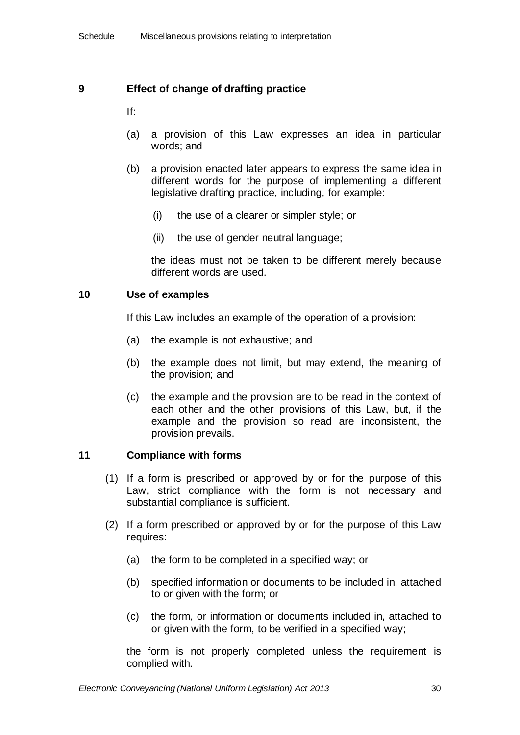## 9 Effect of change of drafting practice

If:

(a) a provision of this Law expresses an idea in particular words; and

(b) a provision enacted later appears to express the same idea in different words for the purpose of implementing a different legislative drafting practice, including, for example:

  (i) the use of a clearer or simpler style; or

  (ii) the use of gender neutral language;

the ideas must not be taken to be different merely because different words are used.

## 10 Use of examples

If this Law includes an example of the operation of a provision:

(a) the example is not exhaustive; and

(b) the example does not limit, but may extend, the meaning of the provision; and

(c) the example and the provision are to be read in the context of each other and the other provisions of this Law, but, if the example and the provision so read are inconsistent, the provision prevails.

## 11 Compliance with forms

(1) If a form is prescribed or approved by or for the purpose of this Law, strict compliance with the form is not necessary and substantial compliance is sufficient.

(2) If a form prescribed or approved by or for the purpose of this Law requires:

  (a) the form to be completed in a specified way; or

  (b) specified information or documents to be included in, attached to or given with the form; or

  (c) the form, or information or documents included in, attached to or given with the form, to be verified in a specified way;

the form is not properly completed unless the requirement is complied with.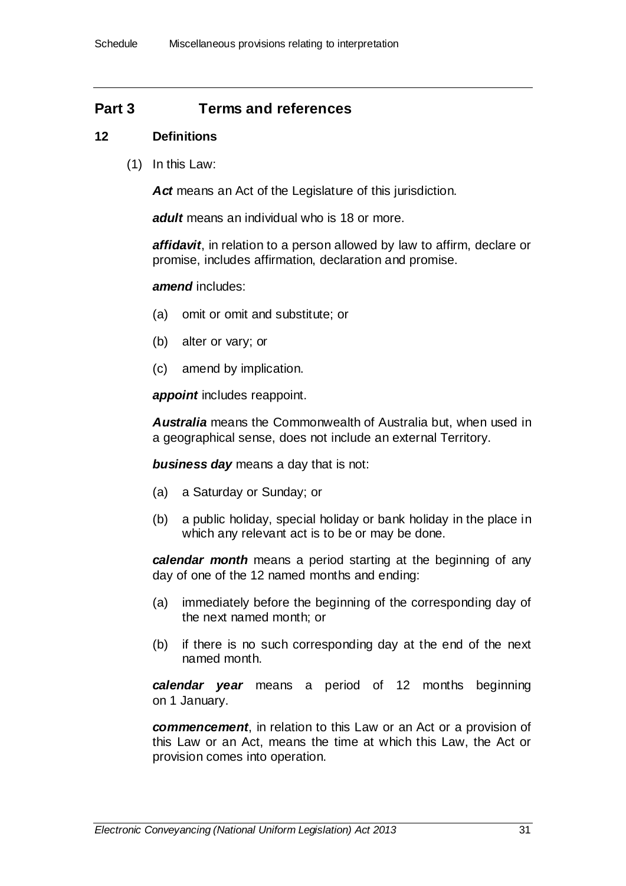## Part 3 Terms and references

### 12 Definitions

(1) In this Law:

***Act*** means an Act of the Legislature of this jurisdiction.

***adult*** means an individual who is 18 or more.

***affidavit***, in relation to a person allowed by law to affirm, declare or promise, includes affirmation, declaration and promise.

***amend*** includes:

- (a) omit or omit and substitute; or
- (b) alter or vary; or
- (c) amend by implication.

***appoint*** includes reappoint.

***Australia*** means the Commonwealth of Australia but, when used in a geographical sense, does not include an external Territory.

***business day*** means a day that is not:

- (a) a Saturday or Sunday; or
- (b) a public holiday, special holiday or bank holiday in the place in which any relevant act is to be or may be done.

***calendar month*** means a period starting at the beginning of any day of one of the 12 named months and ending:

- (a) immediately before the beginning of the corresponding day of the next named month; or
- (b) if there is no such corresponding day at the end of the next named month.

***calendar year*** means a period of 12 months beginning on 1 January.

***commencement***, in relation to this Law or an Act or a provision of this Law or an Act, means the time at which this Law, the Act or provision comes into operation.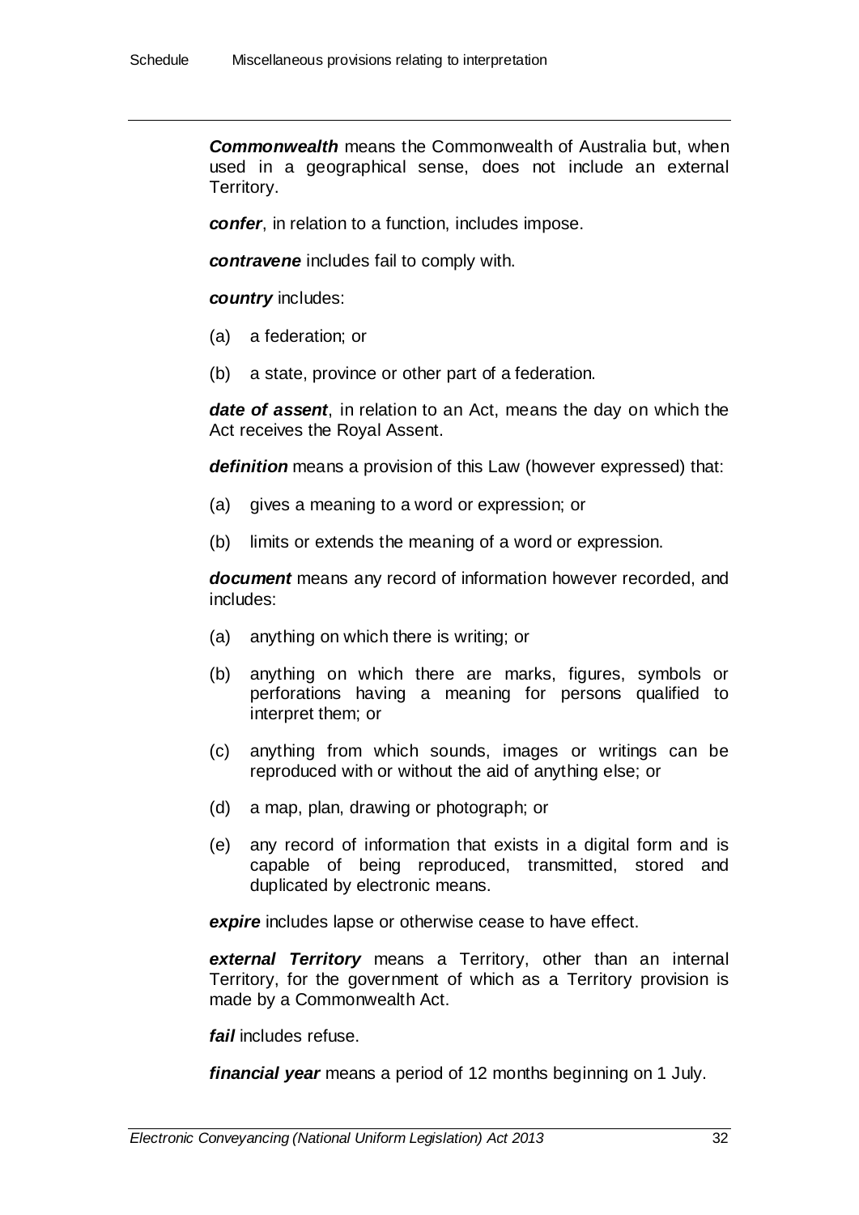***Commonwealth*** means the Commonwealth of Australia but, when used in a geographical sense, does not include an external Territory.

***confer***, in relation to a function, includes impose.

***contravene*** includes fail to comply with.

***country*** includes:

(a) a federation; or

(b) a state, province or other part of a federation.

***date of assent***, in relation to an Act, means the day on which the Act receives the Royal Assent.

***definition*** means a provision of this Law (however expressed) that:

(a) gives a meaning to a word or expression; or

(b) limits or extends the meaning of a word or expression.

***document*** means any record of information however recorded, and includes:

(a) anything on which there is writing; or

(b) anything on which there are marks, figures, symbols or perforations having a meaning for persons qualified to interpret them; or

(c) anything from which sounds, images or writings can be reproduced with or without the aid of anything else; or

(d) a map, plan, drawing or photograph; or

(e) any record of information that exists in a digital form and is capable of being reproduced, transmitted, stored and duplicated by electronic means.

***expire*** includes lapse or otherwise cease to have effect.

***external Territory*** means a Territory, other than an internal Territory, for the government of which as a Territory provision is made by a Commonwealth Act.

***fail*** includes refuse.

***financial year*** means a period of 12 months beginning on 1 July.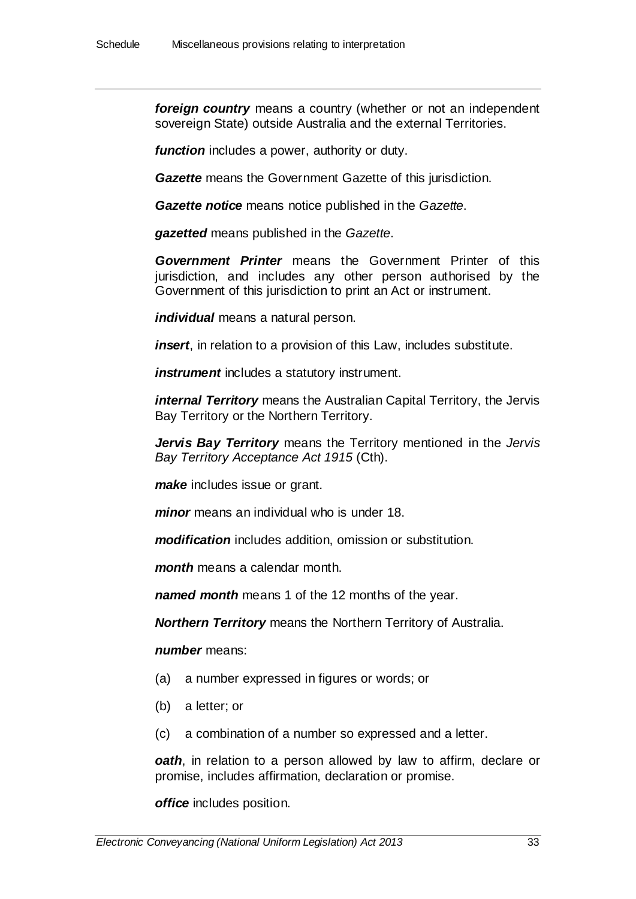***foreign country*** means a country (whether or not an independent sovereign State) outside Australia and the external Territories.

***function*** includes a power, authority or duty.

***Gazette*** means the Government Gazette of this jurisdiction.

***Gazette notice*** means notice published in the *Gazette*.

***gazetted*** means published in the *Gazette*.

***Government Printer*** means the Government Printer of this jurisdiction, and includes any other person authorised by the Government of this jurisdiction to print an Act or instrument.

***individual*** means a natural person.

***insert***, in relation to a provision of this Law, includes substitute.

***instrument*** includes a statutory instrument.

***internal Territory*** means the Australian Capital Territory, the Jervis Bay Territory or the Northern Territory.

***Jervis Bay Territory*** means the Territory mentioned in the *Jervis Bay Territory Acceptance Act 1915* (Cth).

***make*** includes issue or grant.

***minor*** means an individual who is under 18.

***modification*** includes addition, omission or substitution.

***month*** means a calendar month.

***named month*** means 1 of the 12 months of the year.

***Northern Territory*** means the Northern Territory of Australia.

***number*** means:

(a) a number expressed in figures or words; or

(b) a letter; or

(c) a combination of a number so expressed and a letter.

***oath***, in relation to a person allowed by law to affirm, declare or promise, includes affirmation, declaration or promise.

***office*** includes position.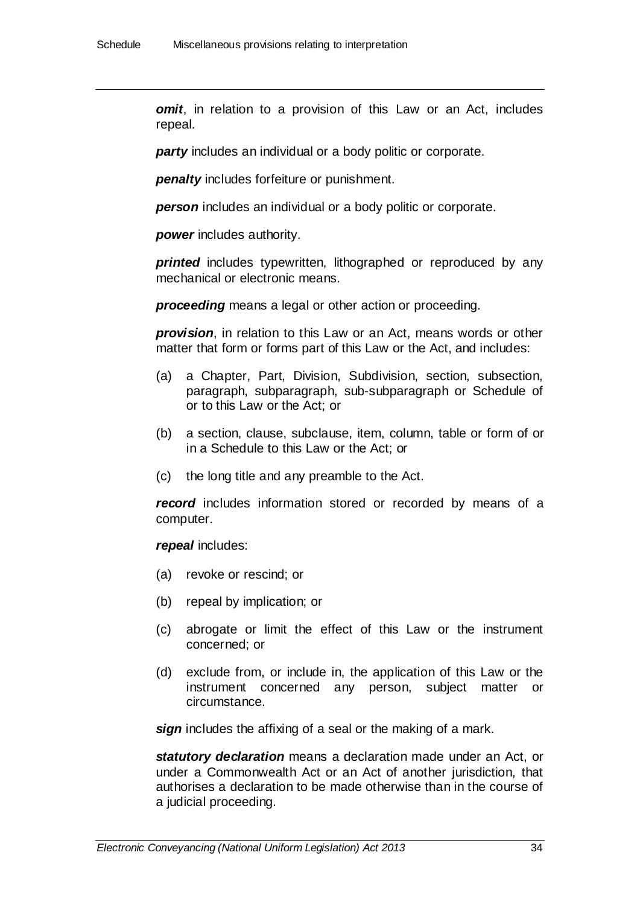***omit***, in relation to a provision of this Law or an Act, includes repeal.

***party*** includes an individual or a body politic or corporate.

***penalty*** includes forfeiture or punishment.

***person*** includes an individual or a body politic or corporate.

***power*** includes authority.

***printed*** includes typewritten, lithographed or reproduced by any mechanical or electronic means.

***proceeding*** means a legal or other action or proceeding.

***provision***, in relation to this Law or an Act, means words or other matter that form or forms part of this Law or the Act, and includes:

(a) a Chapter, Part, Division, Subdivision, section, subsection, paragraph, subparagraph, sub-subparagraph or Schedule of or to this Law or the Act; or

(b) a section, clause, subclause, item, column, table or form of or in a Schedule to this Law or the Act; or

(c) the long title and any preamble to the Act.

***record*** includes information stored or recorded by means of a computer.

***repeal*** includes:

(a) revoke or rescind; or

(b) repeal by implication; or

(c) abrogate or limit the effect of this Law or the instrument concerned; or

(d) exclude from, or include in, the application of this Law or the instrument concerned any person, subject matter or circumstance.

***sign*** includes the affixing of a seal or the making of a mark.

***statutory declaration*** means a declaration made under an Act, or under a Commonwealth Act or an Act of another jurisdiction, that authorises a declaration to be made otherwise than in the course of a judicial proceeding.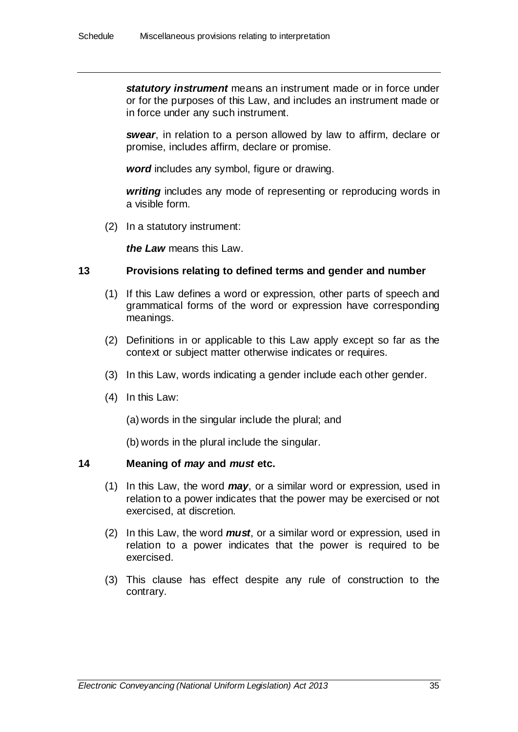***statutory instrument*** means an instrument made or in force under or for the purposes of this Law, and includes an instrument made or in force under any such instrument.

***swear***, in relation to a person allowed by law to affirm, declare or promise, includes affirm, declare or promise.

***word*** includes any symbol, figure or drawing.

***writing*** includes any mode of representing or reproducing words in a visible form.

(2) In a statutory instrument:

***the Law*** means this Law.

### 13 Provisions relating to defined terms and gender and number

(1) If this Law defines a word or expression, other parts of speech and grammatical forms of the word or expression have corresponding meanings.

(2) Definitions in or applicable to this Law apply except so far as the context or subject matter otherwise indicates or requires.

(3) In this Law, words indicating a gender include each other gender.

(4) In this Law:

(a) words in the singular include the plural; and

(b) words in the plural include the singular.

### 14 Meaning of *may* and *must* etc.

(1) In this Law, the word ***may***, or a similar word or expression, used in relation to a power indicates that the power may be exercised or not exercised, at discretion.

(2) In this Law, the word ***must***, or a similar word or expression, used in relation to a power indicates that the power is required to be exercised.

(3) This clause has effect despite any rule of construction to the contrary.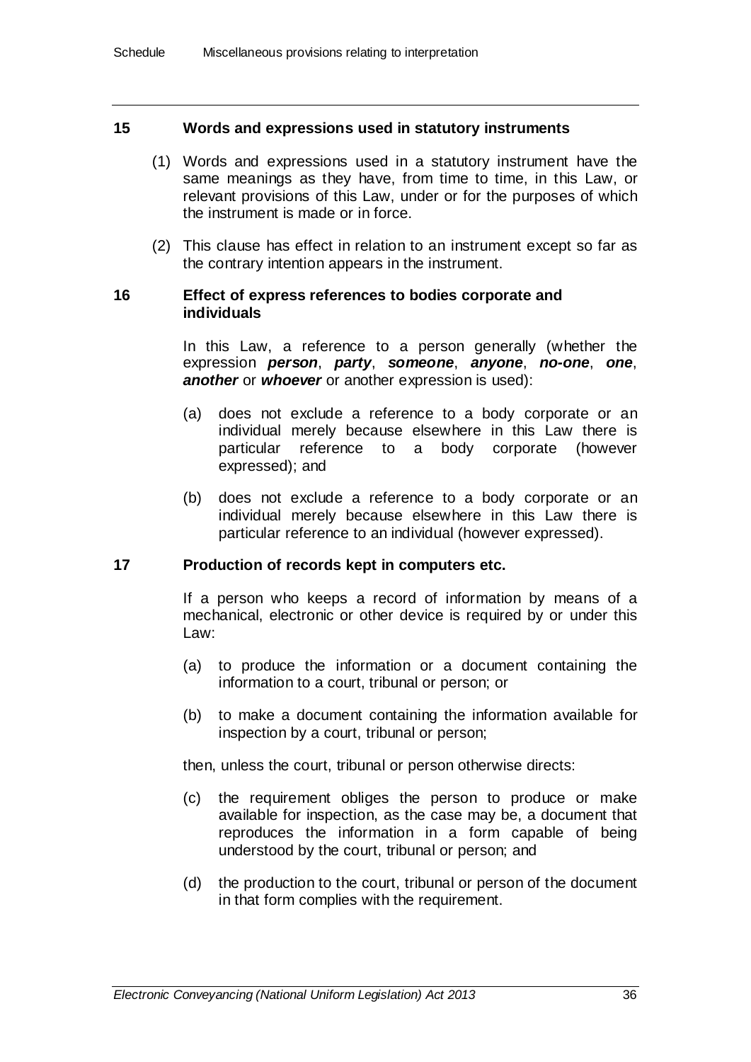## 15 Words and expressions used in statutory instruments

(1) Words and expressions used in a statutory instrument have the same meanings as they have, from time to time, in this Law, or relevant provisions of this Law, under or for the purposes of which the instrument is made or in force.

(2) This clause has effect in relation to an instrument except so far as the contrary intention appears in the instrument.

## 16 Effect of express references to bodies corporate and individuals

In this Law, a reference to a person generally (whether the expression ***person***, ***party***, ***someone***, ***anyone***, ***no-one***, ***one***, ***another*** or ***whoever*** or another expression is used):

(a) does not exclude a reference to a body corporate or an individual merely because elsewhere in this Law there is particular reference to a body corporate (however expressed); and

(b) does not exclude a reference to a body corporate or an individual merely because elsewhere in this Law there is particular reference to an individual (however expressed).

## 17 Production of records kept in computers etc.

If a person who keeps a record of information by means of a mechanical, electronic or other device is required by or under this Law:

(a) to produce the information or a document containing the information to a court, tribunal or person; or

(b) to make a document containing the information available for inspection by a court, tribunal or person;

then, unless the court, tribunal or person otherwise directs:

(c) the requirement obliges the person to produce or make available for inspection, as the case may be, a document that reproduces the information in a form capable of being understood by the court, tribunal or person; and

(d) the production to the court, tribunal or person of the document in that form complies with the requirement.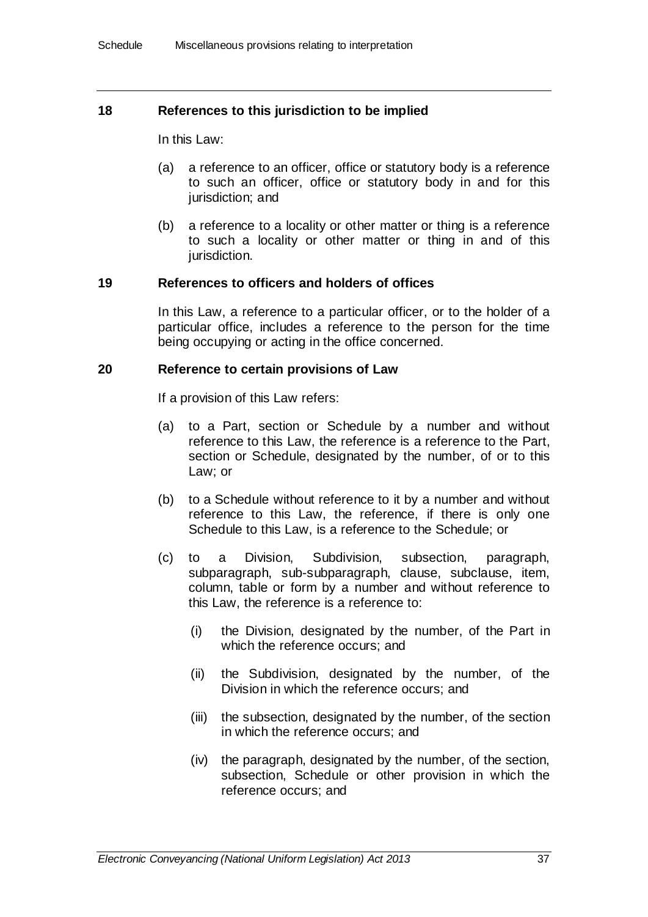### 18 References to this jurisdiction to be implied

In this Law:

(a) a reference to an officer, office or statutory body is a reference to such an officer, office or statutory body in and for this jurisdiction; and

(b) a reference to a locality or other matter or thing is a reference to such a locality or other matter or thing in and of this jurisdiction.

### 19 References to officers and holders of offices

In this Law, a reference to a particular officer, or to the holder of a particular office, includes a reference to the person for the time being occupying or acting in the office concerned.

### 20 Reference to certain provisions of Law

If a provision of this Law refers:

(a) to a Part, section or Schedule by a number and without reference to this Law, the reference is a reference to the Part, section or Schedule, designated by the number, of or to this Law; or

(b) to a Schedule without reference to it by a number and without reference to this Law, the reference, if there is only one Schedule to this Law, is a reference to the Schedule; or

(c) to a Division, Subdivision, subsection, paragraph, subparagraph, sub-subparagraph, clause, subclause, item, column, table or form by a number and without reference to this Law, the reference is a reference to:

(i) the Division, designated by the number, of the Part in which the reference occurs; and

(ii) the Subdivision, designated by the number, of the Division in which the reference occurs; and

(iii) the subsection, designated by the number, of the section in which the reference occurs; and

(iv) the paragraph, designated by the number, of the section, subsection, Schedule or other provision in which the reference occurs; and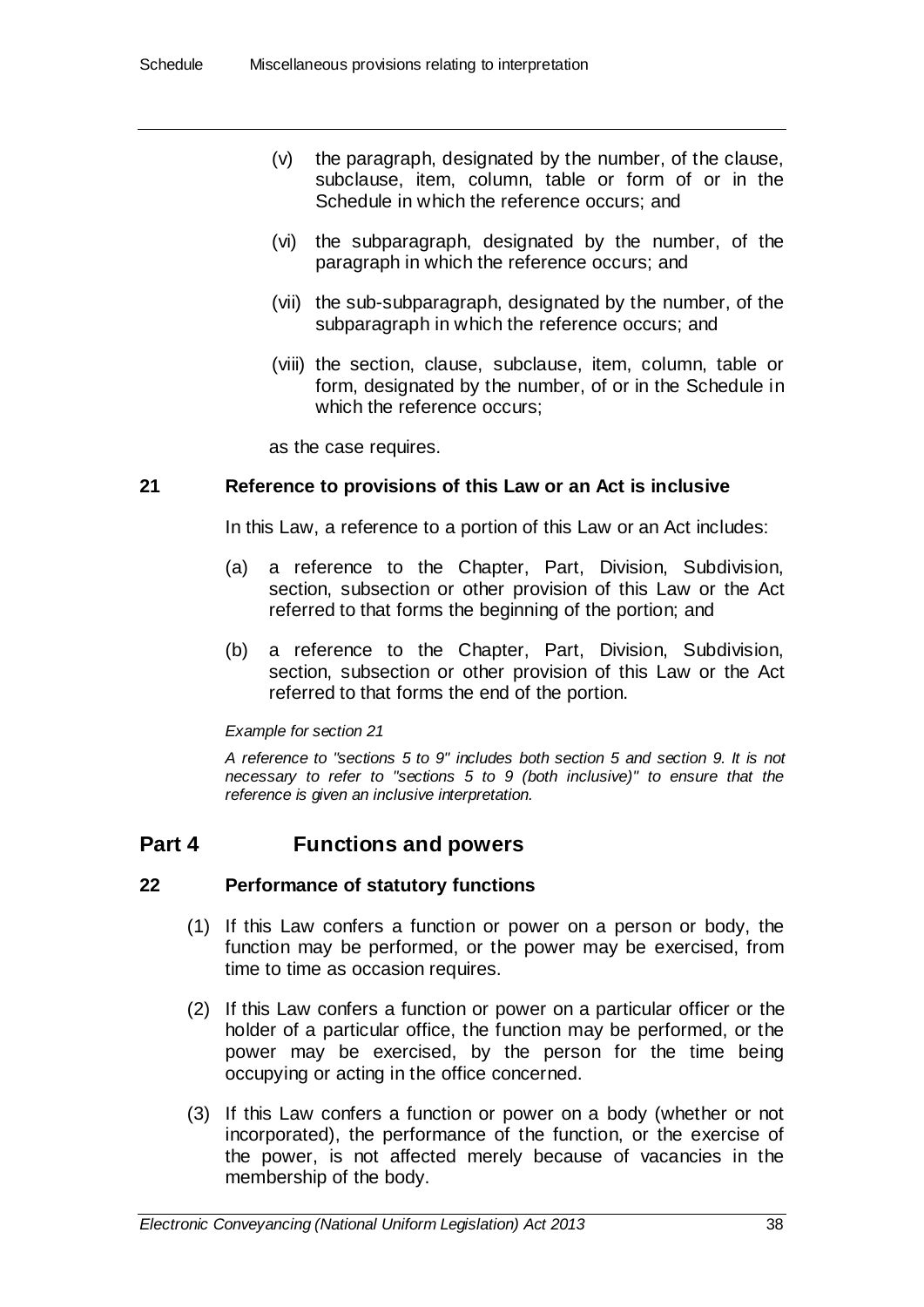(v) the paragraph, designated by the number, of the clause, subclause, item, column, table or form of or in the Schedule in which the reference occurs; and

(vi) the subparagraph, designated by the number, of the paragraph in which the reference occurs; and

(vii) the sub-subparagraph, designated by the number, of the subparagraph in which the reference occurs; and

(viii) the section, clause, subclause, item, column, table or form, designated by the number, of or in the Schedule in which the reference occurs;

as the case requires.

### 21 Reference to provisions of this Law or an Act is inclusive

In this Law, a reference to a portion of this Law or an Act includes:

(a) a reference to the Chapter, Part, Division, Subdivision, section, subsection or other provision of this Law or the Act referred to that forms the beginning of the portion; and

(b) a reference to the Chapter, Part, Division, Subdivision, section, subsection or other provision of this Law or the Act referred to that forms the end of the portion.

*Example for section 21*

*A reference to "sections 5 to 9" includes both section 5 and section 9. It is not necessary to refer to "sections 5 to 9 (both inclusive)" to ensure that the reference is given an inclusive interpretation.*

## Part 4 Functions and powers

### 22 Performance of statutory functions

(1) If this Law confers a function or power on a person or body, the function may be performed, or the power may be exercised, from time to time as occasion requires.

(2) If this Law confers a function or power on a particular officer or the holder of a particular office, the function may be performed, or the power may be exercised, by the person for the time being occupying or acting in the office concerned.

(3) If this Law confers a function or power on a body (whether or not incorporated), the performance of the function, or the exercise of the power, is not affected merely because of vacancies in the membership of the body.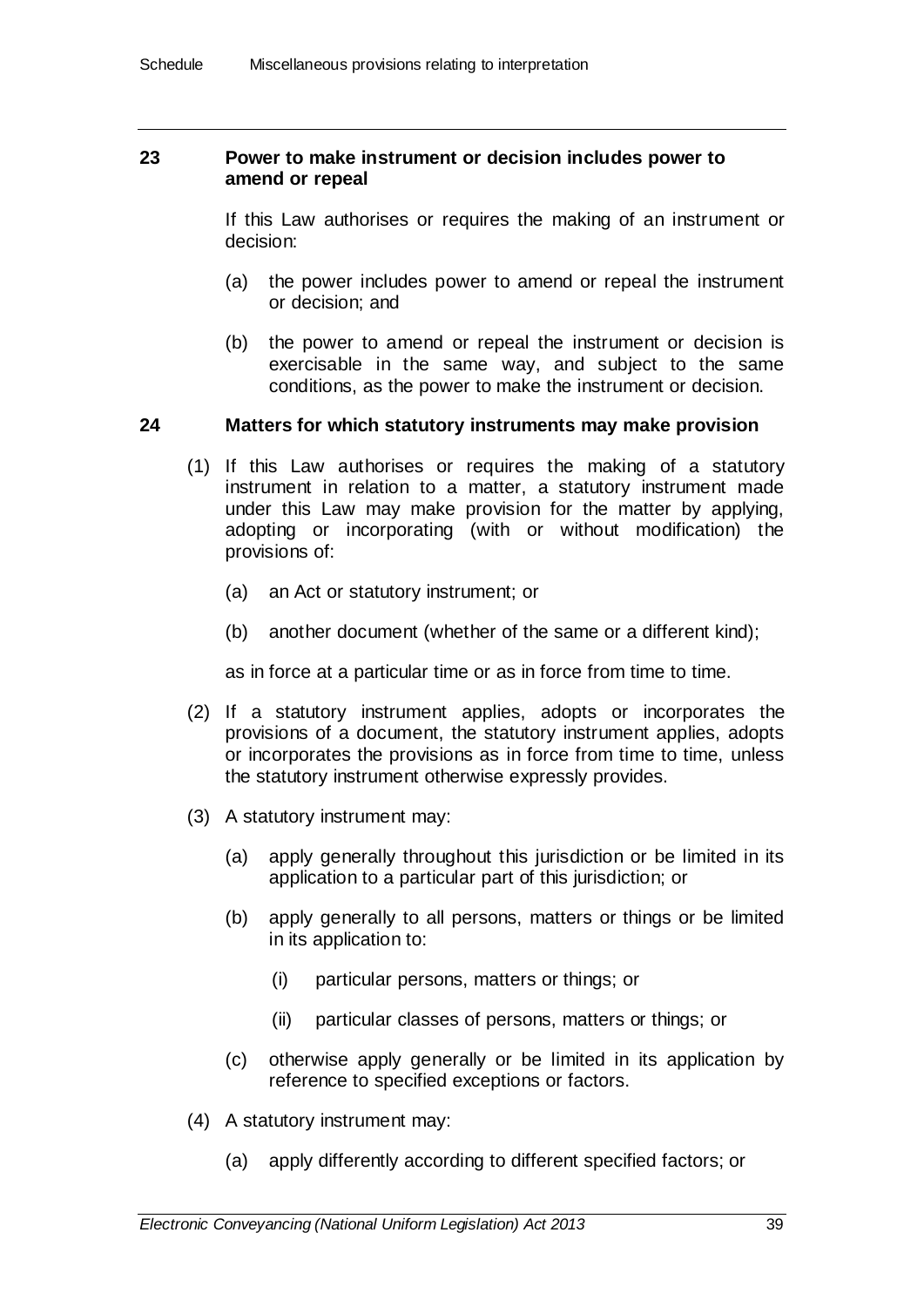### 23 Power to make instrument or decision includes power to amend or repeal

If this Law authorises or requires the making of an instrument or decision:

(a) the power includes power to amend or repeal the instrument or decision; and

(b) the power to amend or repeal the instrument or decision is exercisable in the same way, and subject to the same conditions, as the power to make the instrument or decision.

### 24 Matters for which statutory instruments may make provision

(1) If this Law authorises or requires the making of a statutory instrument in relation to a matter, a statutory instrument made under this Law may make provision for the matter by applying, adopting or incorporating (with or without modification) the provisions of:

(a) an Act or statutory instrument; or

(b) another document (whether of the same or a different kind);

as in force at a particular time or as in force from time to time.

(2) If a statutory instrument applies, adopts or incorporates the provisions of a document, the statutory instrument applies, adopts or incorporates the provisions as in force from time to time, unless the statutory instrument otherwise expressly provides.

(3) A statutory instrument may:

(a) apply generally throughout this jurisdiction or be limited in its application to a particular part of this jurisdiction; or

(b) apply generally to all persons, matters or things or be limited in its application to:

(i) particular persons, matters or things; or

(ii) particular classes of persons, matters or things; or

(c) otherwise apply generally or be limited in its application by reference to specified exceptions or factors.

(4) A statutory instrument may:

(a) apply differently according to different specified factors; or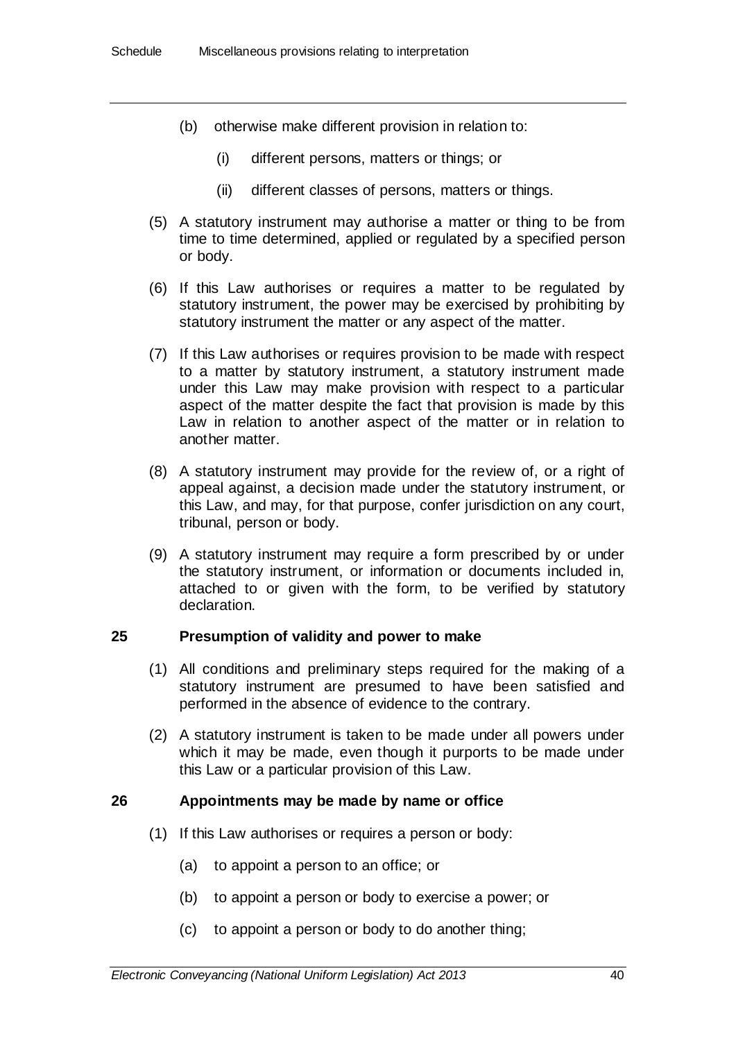(b) otherwise make different provision in relation to:

(i) different persons, matters or things; or

(ii) different classes of persons, matters or things.

(5) A statutory instrument may authorise a matter or thing to be from time to time determined, applied or regulated by a specified person or body.

(6) If this Law authorises or requires a matter to be regulated by statutory instrument, the power may be exercised by prohibiting by statutory instrument the matter or any aspect of the matter.

(7) If this Law authorises or requires provision to be made with respect to a matter by statutory instrument, a statutory instrument made under this Law may make provision with respect to a particular aspect of the matter despite the fact that provision is made by this Law in relation to another aspect of the matter or in relation to another matter.

(8) A statutory instrument may provide for the review of, or a right of appeal against, a decision made under the statutory instrument, or this Law, and may, for that purpose, confer jurisdiction on any court, tribunal, person or body.

(9) A statutory instrument may require a form prescribed by or under the statutory instrument, or information or documents included in, attached to or given with the form, to be verified by statutory declaration.

### 25 Presumption of validity and power to make

(1) All conditions and preliminary steps required for the making of a statutory instrument are presumed to have been satisfied and performed in the absence of evidence to the contrary.

(2) A statutory instrument is taken to be made under all powers under which it may be made, even though it purports to be made under this Law or a particular provision of this Law.

### 26 Appointments may be made by name or office

(1) If this Law authorises or requires a person or body:

(a) to appoint a person to an office; or

(b) to appoint a person or body to exercise a power; or

(c) to appoint a person or body to do another thing;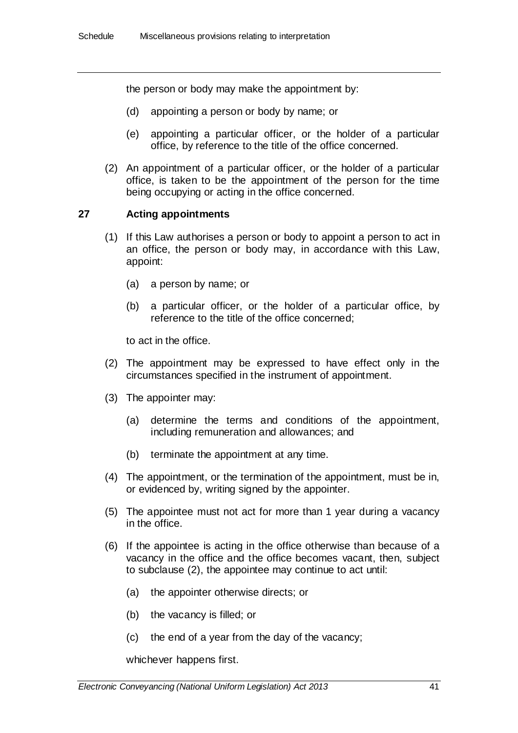the person or body may make the appointment by:

(d) appointing a person or body by name; or

(e) appointing a particular officer, or the holder of a particular office, by reference to the title of the office concerned.

(2) An appointment of a particular officer, or the holder of a particular office, is taken to be the appointment of the person for the time being occupying or acting in the office concerned.

## 27 Acting appointments

(1) If this Law authorises a person or body to appoint a person to act in an office, the person or body may, in accordance with this Law, appoint:

(a) a person by name; or

(b) a particular officer, or the holder of a particular office, by reference to the title of the office concerned;

to act in the office.

(2) The appointment may be expressed to have effect only in the circumstances specified in the instrument of appointment.

(3) The appointer may:

(a) determine the terms and conditions of the appointment, including remuneration and allowances; and

(b) terminate the appointment at any time.

(4) The appointment, or the termination of the appointment, must be in, or evidenced by, writing signed by the appointer.

(5) The appointee must not act for more than 1 year during a vacancy in the office.

(6) If the appointee is acting in the office otherwise than because of a vacancy in the office and the office becomes vacant, then, subject to subclause (2), the appointee may continue to act until:

(a) the appointer otherwise directs; or

(b) the vacancy is filled; or

(c) the end of a year from the day of the vacancy;

whichever happens first.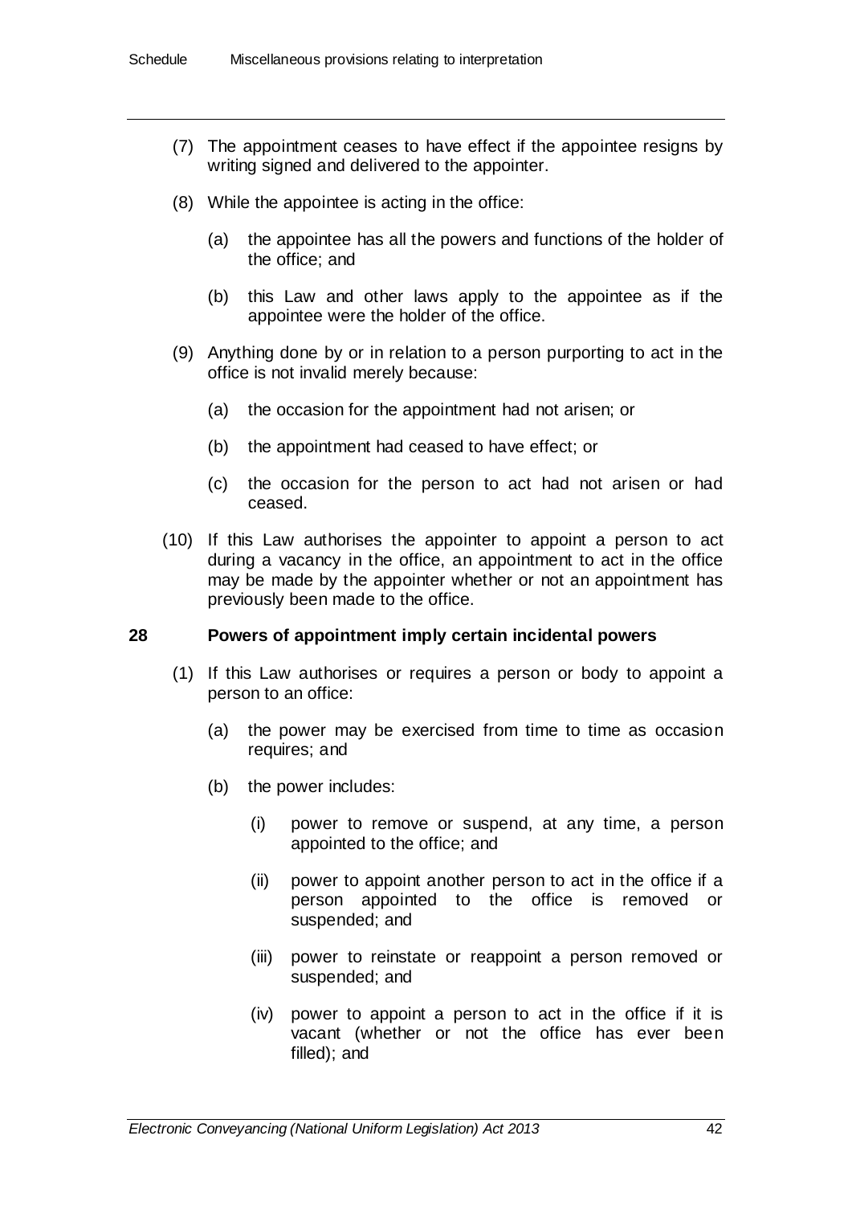(7) The appointment ceases to have effect if the appointee resigns by writing signed and delivered to the appointer.

(8) While the appointee is acting in the office:

(a) the appointee has all the powers and functions of the holder of the office; and

(b) this Law and other laws apply to the appointee as if the appointee were the holder of the office.

(9) Anything done by or in relation to a person purporting to act in the office is not invalid merely because:

(a) the occasion for the appointment had not arisen; or

(b) the appointment had ceased to have effect; or

(c) the occasion for the person to act had not arisen or had ceased.

(10) If this Law authorises the appointer to appoint a person to act during a vacancy in the office, an appointment to act in the office may be made by the appointer whether or not an appointment has previously been made to the office.

### 28 Powers of appointment imply certain incidental powers

(1) If this Law authorises or requires a person or body to appoint a person to an office:

(a) the power may be exercised from time to time as occasion requires; and

(b) the power includes:

(i) power to remove or suspend, at any time, a person appointed to the office; and

(ii) power to appoint another person to act in the office if a person appointed to the office is removed or suspended; and

(iii) power to reinstate or reappoint a person removed or suspended; and

(iv) power to appoint a person to act in the office if it is vacant (whether or not the office has ever been filled); and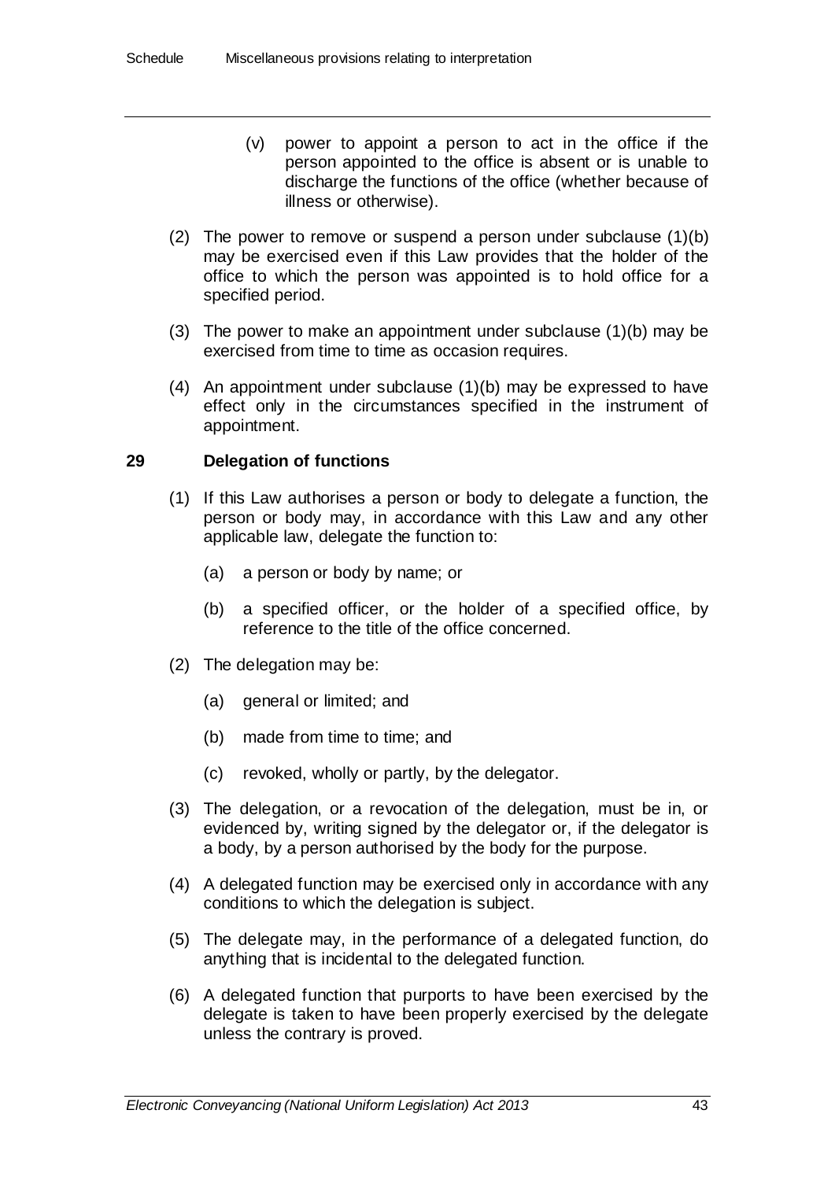(v) power to appoint a person to act in the office if the person appointed to the office is absent or is unable to discharge the functions of the office (whether because of illness or otherwise).

(2) The power to remove or suspend a person under subclause (1)(b) may be exercised even if this Law provides that the holder of the office to which the person was appointed is to hold office for a specified period.

(3) The power to make an appointment under subclause (1)(b) may be exercised from time to time as occasion requires.

(4) An appointment under subclause (1)(b) may be expressed to have effect only in the circumstances specified in the instrument of appointment.

### 29 Delegation of functions

(1) If this Law authorises a person or body to delegate a function, the person or body may, in accordance with this Law and any other applicable law, delegate the function to:

(a) a person or body by name; or

(b) a specified officer, or the holder of a specified office, by reference to the title of the office concerned.

(2) The delegation may be:

(a) general or limited; and

(b) made from time to time; and

(c) revoked, wholly or partly, by the delegator.

(3) The delegation, or a revocation of the delegation, must be in, or evidenced by, writing signed by the delegator or, if the delegator is a body, by a person authorised by the body for the purpose.

(4) A delegated function may be exercised only in accordance with any conditions to which the delegation is subject.

(5) The delegate may, in the performance of a delegated function, do anything that is incidental to the delegated function.

(6) A delegated function that purports to have been exercised by the delegate is taken to have been properly exercised by the delegate unless the contrary is proved.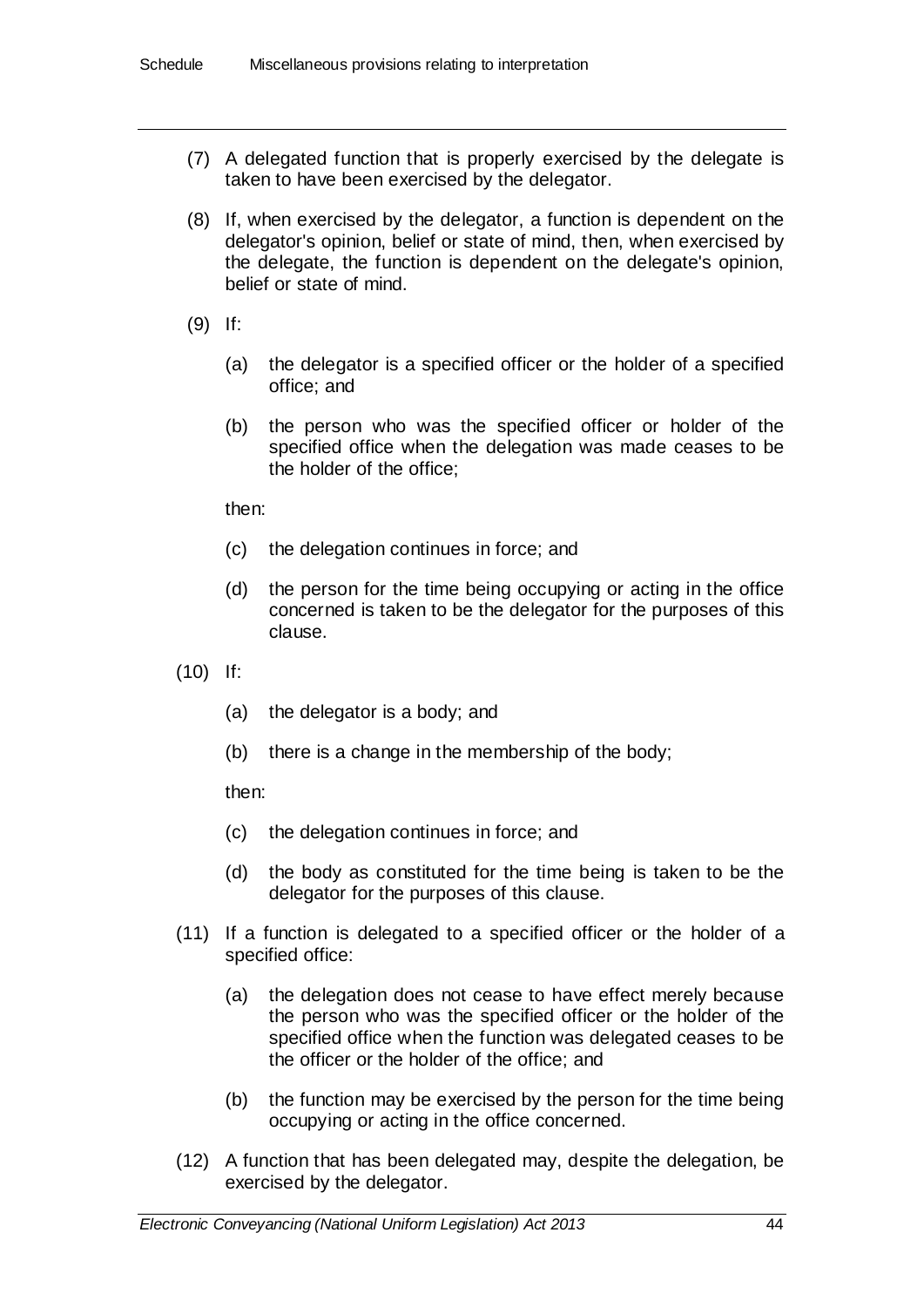(7) A delegated function that is properly exercised by the delegate is taken to have been exercised by the delegator.

(8) If, when exercised by the delegator, a function is dependent on the delegator's opinion, belief or state of mind, then, when exercised by the delegate, the function is dependent on the delegate's opinion, belief or state of mind.

(9) If:

(a) the delegator is a specified officer or the holder of a specified office; and

(b) the person who was the specified officer or holder of the specified office when the delegation was made ceases to be the holder of the office;

then:

(c) the delegation continues in force; and

(d) the person for the time being occupying or acting in the office concerned is taken to be the delegator for the purposes of this clause.

(10) If:

(a) the delegator is a body; and

(b) there is a change in the membership of the body;

then:

(c) the delegation continues in force; and

(d) the body as constituted for the time being is taken to be the delegator for the purposes of this clause.

(11) If a function is delegated to a specified officer or the holder of a specified office:

(a) the delegation does not cease to have effect merely because the person who was the specified officer or the holder of the specified office when the function was delegated ceases to be the officer or the holder of the office; and

(b) the function may be exercised by the person for the time being occupying or acting in the office concerned.

(12) A function that has been delegated may, despite the delegation, be exercised by the delegator.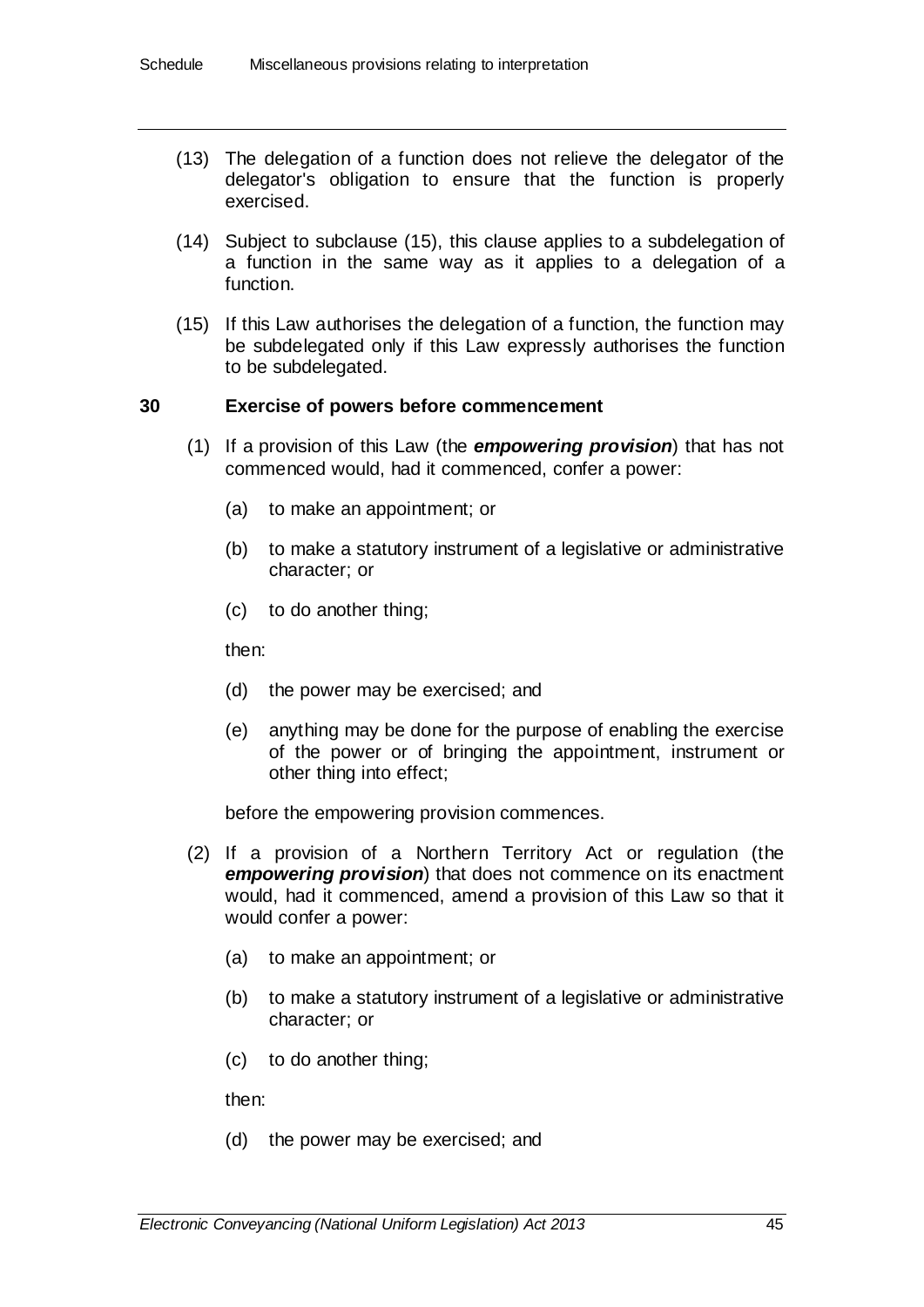(13) The delegation of a function does not relieve the delegator of the delegator's obligation to ensure that the function is properly exercised.

(14) Subject to subclause (15), this clause applies to a subdelegation of a function in the same way as it applies to a delegation of a function.

(15) If this Law authorises the delegation of a function, the function may be subdelegated only if this Law expressly authorises the function to be subdelegated.

### 30 Exercise of powers before commencement

(1) If a provision of this Law (the ***empowering provision***) that has not commenced would, had it commenced, confer a power:

(a) to make an appointment; or

(b) to make a statutory instrument of a legislative or administrative character; or

(c) to do another thing;

then:

(d) the power may be exercised; and

(e) anything may be done for the purpose of enabling the exercise of the power or of bringing the appointment, instrument or other thing into effect;

before the empowering provision commences.

(2) If a provision of a Northern Territory Act or regulation (the ***empowering provision***) that does not commence on its enactment would, had it commenced, amend a provision of this Law so that it would confer a power:

(a) to make an appointment; or

(b) to make a statutory instrument of a legislative or administrative character; or

(c) to do another thing;

then:

(d) the power may be exercised; and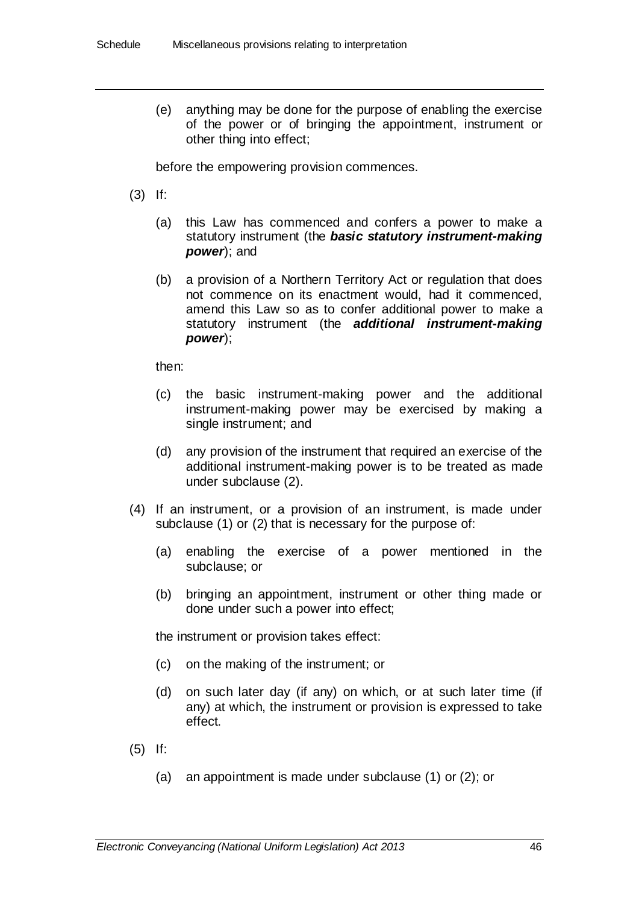(e) anything may be done for the purpose of enabling the exercise of the power or of bringing the appointment, instrument or other thing into effect;

before the empowering provision commences.

(3) If:

(a) this Law has commenced and confers a power to make a statutory instrument (the ***basic statutory instrument-making power***); and

(b) a provision of a Northern Territory Act or regulation that does not commence on its enactment would, had it commenced, amend this Law so as to confer additional power to make a statutory instrument (the ***additional instrument-making power***);

then:

(c) the basic instrument-making power and the additional instrument-making power may be exercised by making a single instrument; and

(d) any provision of the instrument that required an exercise of the additional instrument-making power is to be treated as made under subclause (2).

(4) If an instrument, or a provision of an instrument, is made under subclause (1) or (2) that is necessary for the purpose of:

(a) enabling the exercise of a power mentioned in the subclause; or

(b) bringing an appointment, instrument or other thing made or done under such a power into effect;

the instrument or provision takes effect:

(c) on the making of the instrument; or

(d) on such later day (if any) on which, or at such later time (if any) at which, the instrument or provision is expressed to take effect.

(5) If:

(a) an appointment is made under subclause (1) or (2); or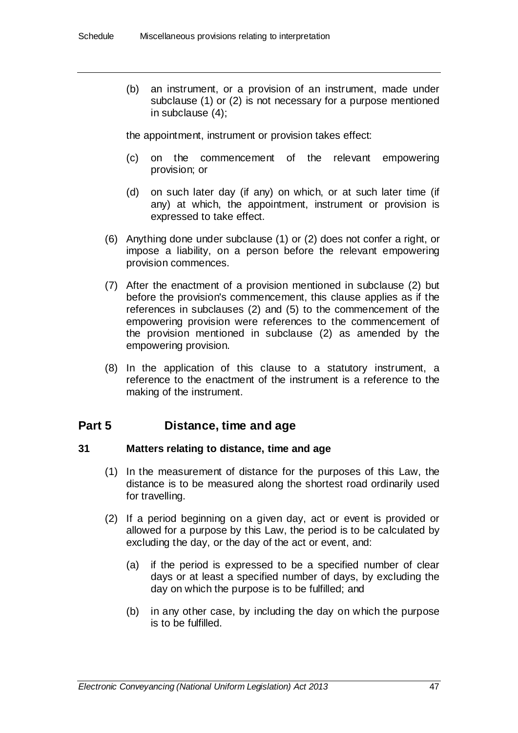(b) an instrument, or a provision of an instrument, made under subclause (1) or (2) is not necessary for a purpose mentioned in subclause (4);

the appointment, instrument or provision takes effect:

(c) on the commencement of the relevant empowering provision; or

(d) on such later day (if any) on which, or at such later time (if any) at which, the appointment, instrument or provision is expressed to take effect.

(6) Anything done under subclause (1) or (2) does not confer a right, or impose a liability, on a person before the relevant empowering provision commences.

(7) After the enactment of a provision mentioned in subclause (2) but before the provision's commencement, this clause applies as if the references in subclauses (2) and (5) to the commencement of the empowering provision were references to the commencement of the provision mentioned in subclause (2) as amended by the empowering provision.

(8) In the application of this clause to a statutory instrument, a reference to the enactment of the instrument is a reference to the making of the instrument.

## Part 5 Distance, time and age

### 31 Matters relating to distance, time and age

(1) In the measurement of distance for the purposes of this Law, the distance is to be measured along the shortest road ordinarily used for travelling.

(2) If a period beginning on a given day, act or event is provided or allowed for a purpose by this Law, the period is to be calculated by excluding the day, or the day of the act or event, and:

(a) if the period is expressed to be a specified number of clear days or at least a specified number of days, by excluding the day on which the purpose is to be fulfilled; and

(b) in any other case, by including the day on which the purpose is to be fulfilled.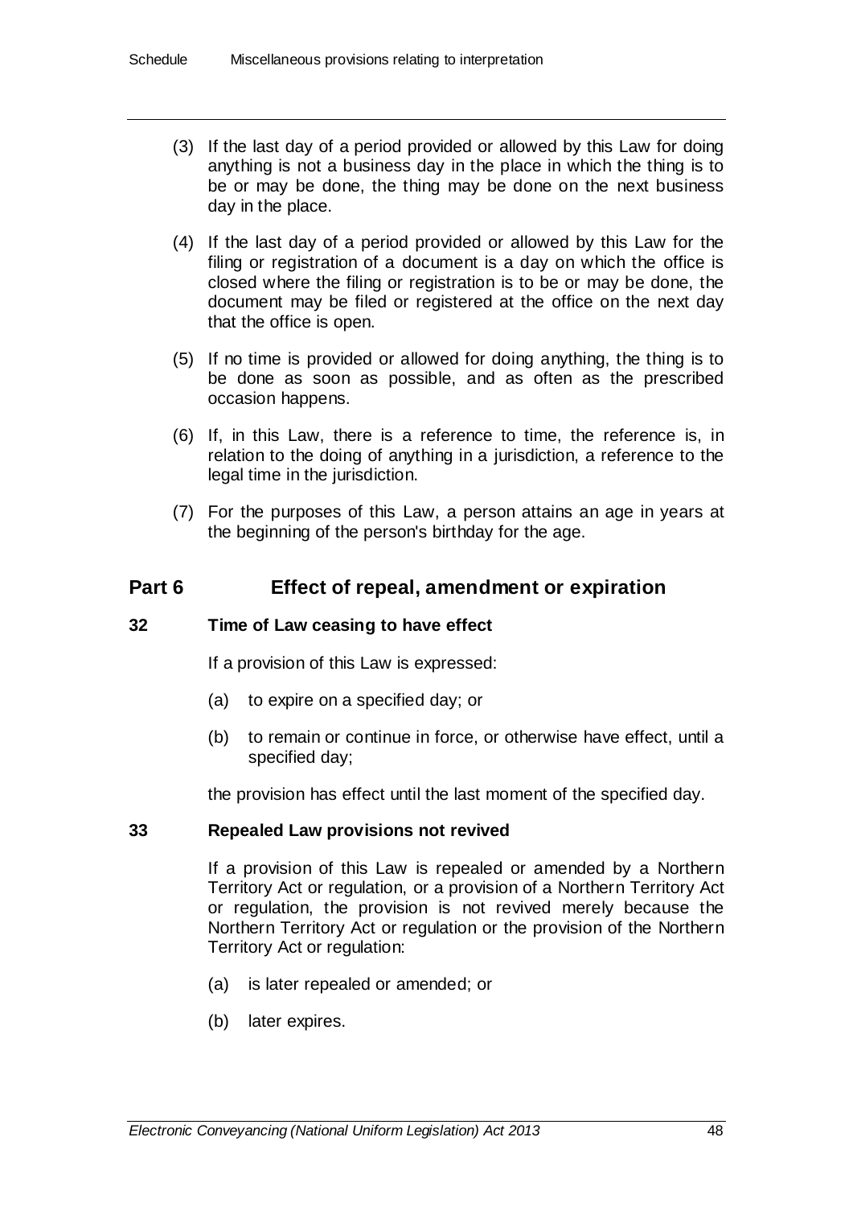(3) If the last day of a period provided or allowed by this Law for doing anything is not a business day in the place in which the thing is to be or may be done, the thing may be done on the next business day in the place.

(4) If the last day of a period provided or allowed by this Law for the filing or registration of a document is a day on which the office is closed where the filing or registration is to be or may be done, the document may be filed or registered at the office on the next day that the office is open.

(5) If no time is provided or allowed for doing anything, the thing is to be done as soon as possible, and as often as the prescribed occasion happens.

(6) If, in this Law, there is a reference to time, the reference is, in relation to the doing of anything in a jurisdiction, a reference to the legal time in the jurisdiction.

(7) For the purposes of this Law, a person attains an age in years at the beginning of the person's birthday for the age.

## Part 6 Effect of repeal, amendment or expiration

### 32 Time of Law ceasing to have effect

If a provision of this Law is expressed:

(a) to expire on a specified day; or

(b) to remain or continue in force, or otherwise have effect, until a specified day;

the provision has effect until the last moment of the specified day.

### 33 Repealed Law provisions not revived

If a provision of this Law is repealed or amended by a Northern Territory Act or regulation, or a provision of a Northern Territory Act or regulation, the provision is not revived merely because the Northern Territory Act or regulation or the provision of the Northern Territory Act or regulation:

(a) is later repealed or amended; or

(b) later expires.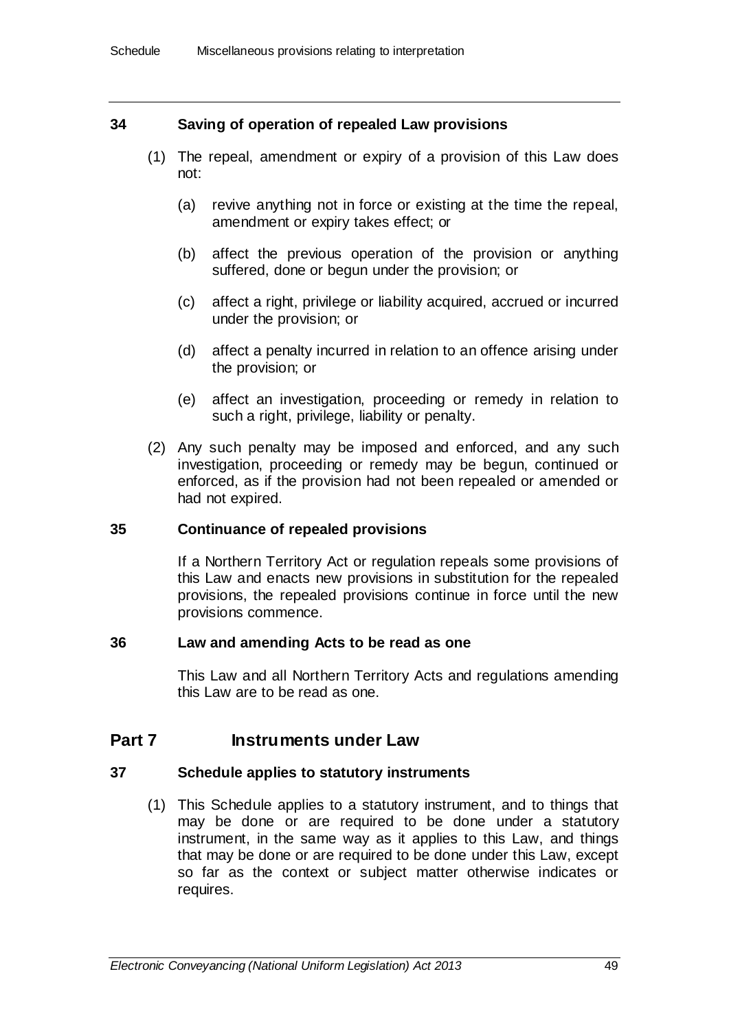### 34 Saving of operation of repealed Law provisions

(1) The repeal, amendment or expiry of a provision of this Law does not:

(a) revive anything not in force or existing at the time the repeal, amendment or expiry takes effect; or

(b) affect the previous operation of the provision or anything suffered, done or begun under the provision; or

(c) affect a right, privilege or liability acquired, accrued or incurred under the provision; or

(d) affect a penalty incurred in relation to an offence arising under the provision; or

(e) affect an investigation, proceeding or remedy in relation to such a right, privilege, liability or penalty.

(2) Any such penalty may be imposed and enforced, and any such investigation, proceeding or remedy may be begun, continued or enforced, as if the provision had not been repealed or amended or had not expired.

### 35 Continuance of repealed provisions

If a Northern Territory Act or regulation repeals some provisions of this Law and enacts new provisions in substitution for the repealed provisions, the repealed provisions continue in force until the new provisions commence.

### 36 Law and amending Acts to be read as one

This Law and all Northern Territory Acts and regulations amending this Law are to be read as one.

## Part 7 Instruments under Law

### 37 Schedule applies to statutory instruments

(1) This Schedule applies to a statutory instrument, and to things that may be done or are required to be done under a statutory instrument, in the same way as it applies to this Law, and things that may be done or are required to be done under this Law, except so far as the context or subject matter otherwise indicates or requires.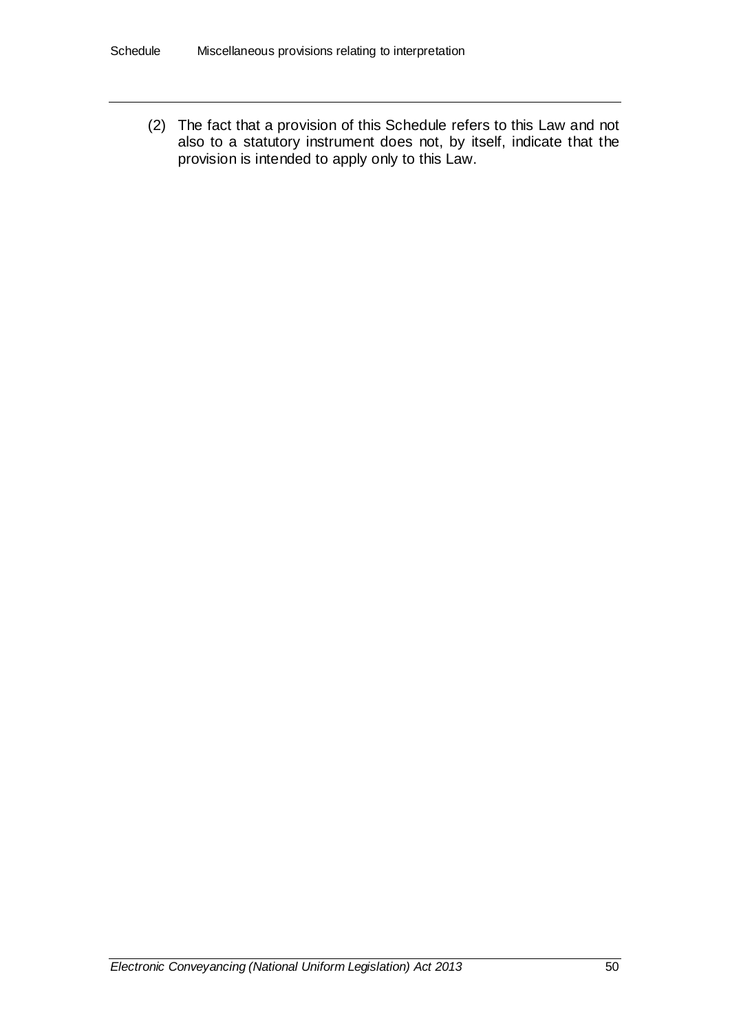(2) The fact that a provision of this Schedule refers to this Law and not also to a statutory instrument does not, by itself, indicate that the provision is intended to apply only to this Law.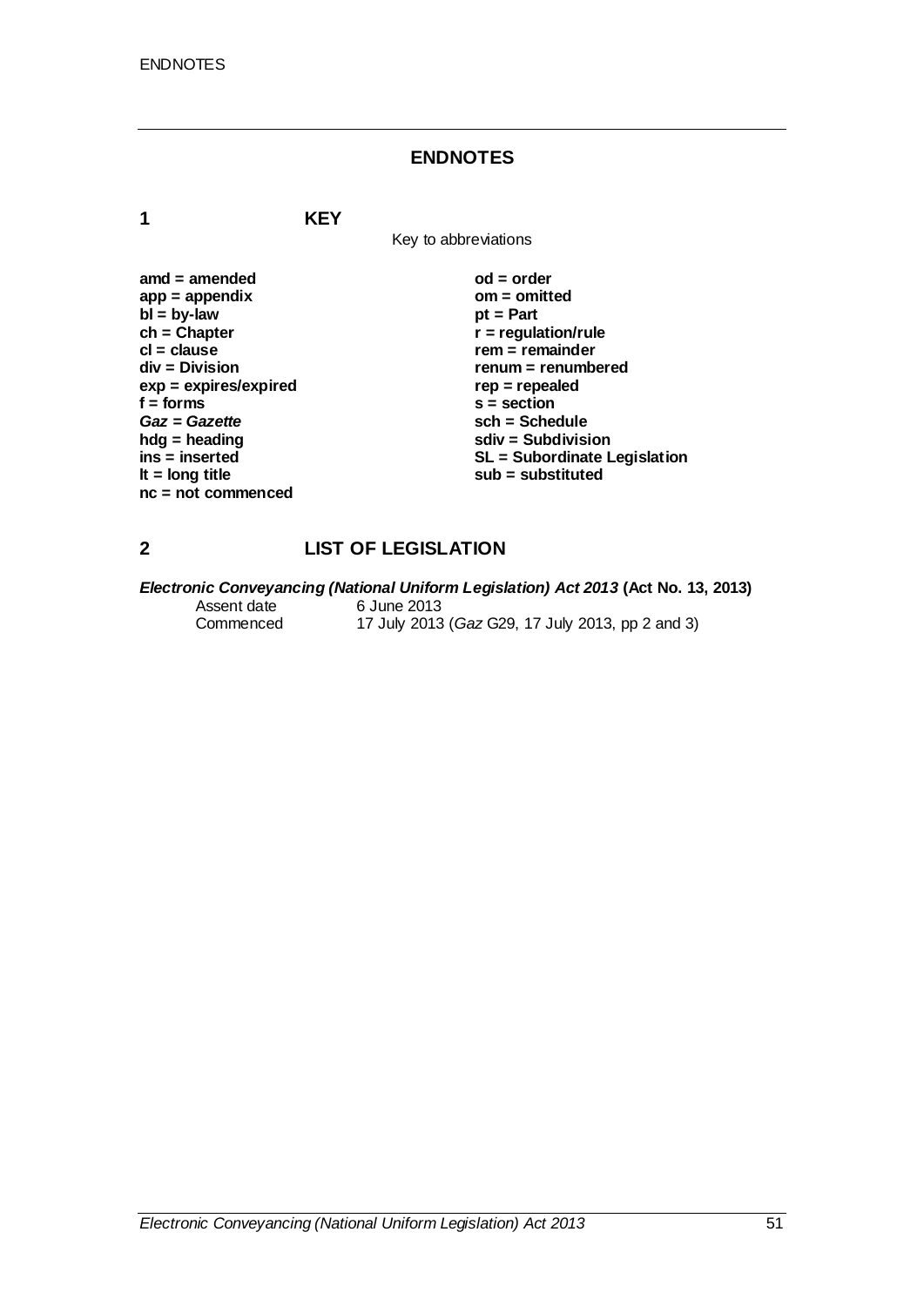## ENDNOTES

### 1 KEY

Key to abbreviations

**amd = amended**
**app = appendix**
**bl = by-law**
**ch = Chapter**
**cl = clause**
**div = Division**
**exp = expires/expired**
**f = forms**
***Gaz = Gazette***
**hdg = heading**
**ins = inserted**
**lt = long title**
**nc = not commenced**
**od = order**
**om = omitted**
**pt = Part**
**r = regulation/rule**
**rem = remainder**
**renum = renumbered**
**rep = repealed**
**s = section**
**sch = Schedule**
**sdiv = Subdivision**
**SL = Subordinate Legislation**
**sub = substituted**

### 2 LIST OF LEGISLATION

***Electronic Conveyancing (National Uniform Legislation) Act 2013*** **(Act No. 13, 2013)**

| | |
|---|---|
| Assent date | 6 June 2013 |
| Commenced | 17 July 2013 (*Gaz* G29, 17 July 2013, pp 2 and 3) |